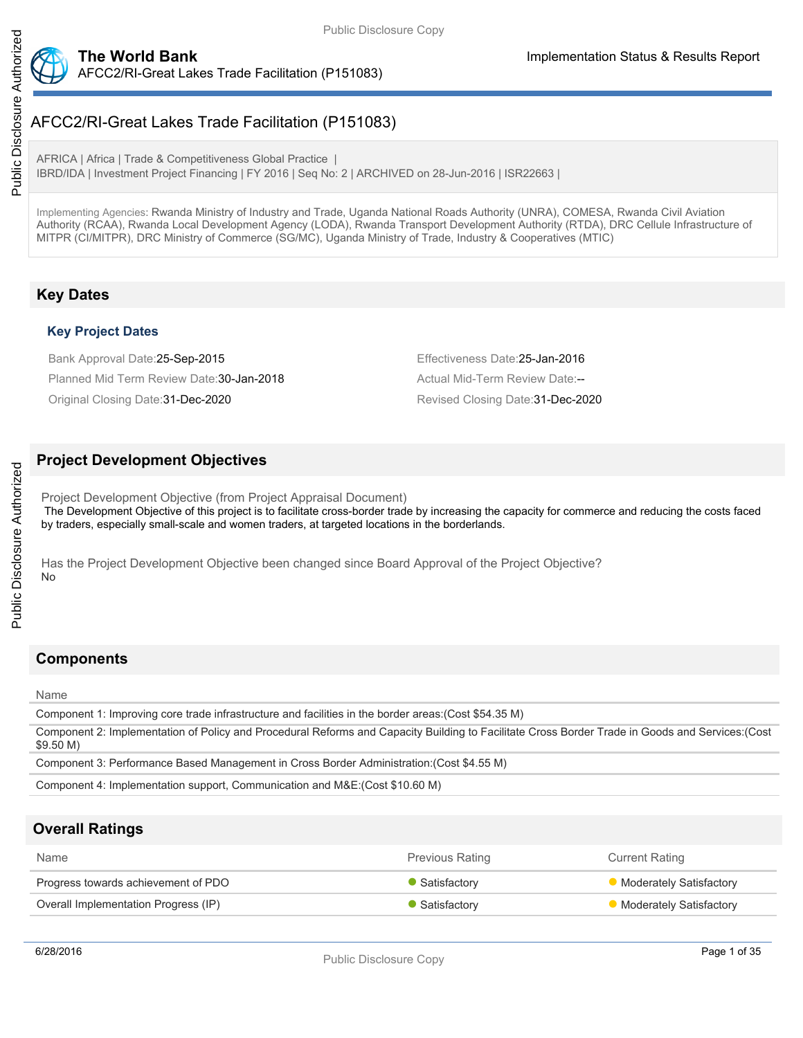# AFCC2/RI-Great Lakes Trade Facilitation (P151083)

AFRICA | Africa | Trade & Competitiveness Global Practice |
IBRD/IDA | Investment Project Financing | FY 2016 | Seq No: 2 | ARCHIVED on 28-Jun-2016 | ISR22663 |

Implementing Agencies: Rwanda Ministry of Industry and Trade, Uganda National Roads Authority (UNRA), COMESA, Rwanda Civil Aviation Authority (RCAA), Rwanda Local Development Agency (LODA), Rwanda Transport Development Authority (RTDA), DRC Cellule Infrastructure of MITPR (CI/MITPR), DRC Ministry of Commerce (SG/MC), Uganda Ministry of Trade, Industry & Cooperatives (MTIC)

## Key Dates

### Key Project Dates

Bank Approval Date:25-Sep-2015

Effectiveness Date:25-Jan-2016

Planned Mid Term Review Date:30-Jan-2018

Actual Mid-Term Review Date:--

Original Closing Date:31-Dec-2020

Revised Closing Date:31-Dec-2020

## Project Development Objectives

Project Development Objective (from Project Appraisal Document)

The Development Objective of this project is to facilitate cross-border trade by increasing the capacity for commerce and reducing the costs faced by traders, especially small-scale and women traders, at targeted locations in the borderlands.

Has the Project Development Objective been changed since Board Approval of the Project Objective?

No

## Components

| Name |
|---|
| Component 1: Improving core trade infrastructure and facilities in the border areas:(Cost $54.35 M) |
| Component 2: Implementation of Policy and Procedural Reforms and Capacity Building to Facilitate Cross Border Trade in Goods and Services:(Cost $9.50 M) |
| Component 3: Performance Based Management in Cross Border Administration:(Cost $4.55 M) |
| Component 4: Implementation support, Communication and M&E:(Cost $10.60 M) |

## Overall Ratings

| Name | Previous Rating | Current Rating |
|---|---|---|
| Progress towards achievement of PDO | Satisfactory | Moderately Satisfactory |
| Overall Implementation Progress (IP) | Satisfactory | Moderately Satisfactory |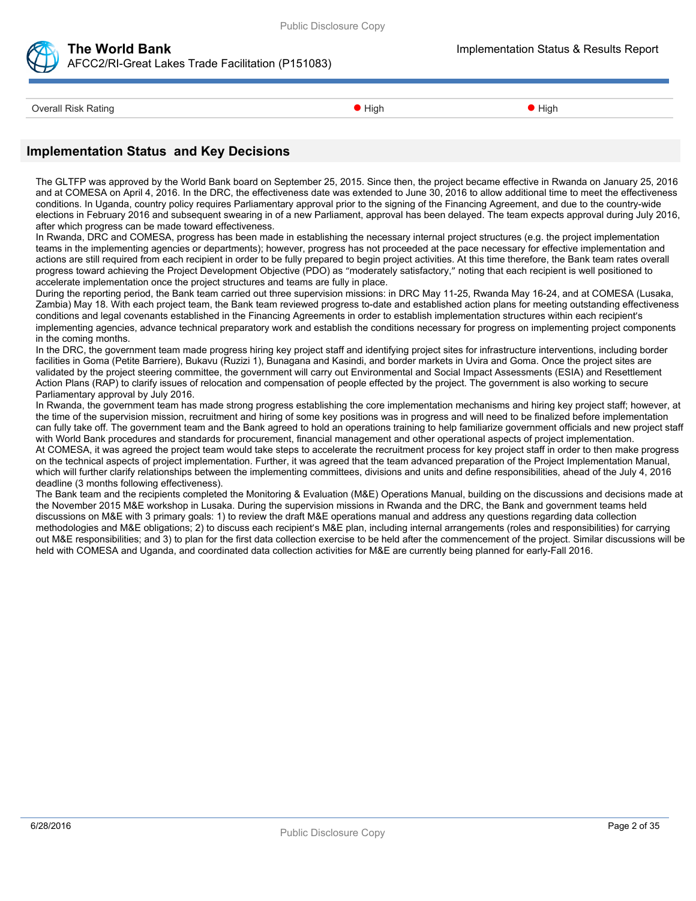| | | |
|---|---|---|
| Overall Risk Rating | High | High |

## Implementation Status and Key Decisions

The GLTFP was approved by the World Bank board on September 25, 2015. Since then, the project became effective in Rwanda on January 25, 2016 and at COMESA on April 4, 2016. In the DRC, the effectiveness date was extended to June 30, 2016 to allow additional time to meet the effectiveness conditions. In Uganda, country policy requires Parliamentary approval prior to the signing of the Financing Agreement, and due to the country-wide elections in February 2016 and subsequent swearing in of a new Parliament, approval has been delayed. The team expects approval during July 2016, after which progress can be made toward effectiveness.

In Rwanda, DRC and COMESA, progress has been made in establishing the necessary internal project structures (e.g. the project implementation teams in the implementing agencies or departments); however, progress has not proceeded at the pace necessary for effective implementation and actions are still required from each recipient in order to be fully prepared to begin project activities. At this time therefore, the Bank team rates overall progress toward achieving the Project Development Objective (PDO) as "moderately satisfactory," noting that each recipient is well positioned to accelerate implementation once the project structures and teams are fully in place.

During the reporting period, the Bank team carried out three supervision missions: in DRC May 11-25, Rwanda May 16-24, and at COMESA (Lusaka, Zambia) May 18. With each project team, the Bank team reviewed progress to-date and established action plans for meeting outstanding effectiveness conditions and legal covenants established in the Financing Agreements in order to establish implementation structures within each recipient's implementing agencies, advance technical preparatory work and establish the conditions necessary for progress on implementing project components in the coming months.

In the DRC, the government team made progress hiring key project staff and identifying project sites for infrastructure interventions, including border facilities in Goma (Petite Barriere), Bukavu (Ruzizi 1), Bunagana and Kasindi, and border markets in Uvira and Goma. Once the project sites are validated by the project steering committee, the government will carry out Environmental and Social Impact Assessments (ESIA) and Resettlement Action Plans (RAP) to clarify issues of relocation and compensation of people effected by the project. The government is also working to secure Parliamentary approval by July 2016.

In Rwanda, the government team has made strong progress establishing the core implementation mechanisms and hiring key project staff; however, at the time of the supervision mission, recruitment and hiring of some key positions was in progress and will need to be finalized before implementation can fully take off. The government team and the Bank agreed to hold an operations training to help familiarize government officials and new project staff with World Bank procedures and standards for procurement, financial management and other operational aspects of project implementation.

At COMESA, it was agreed the project team would take steps to accelerate the recruitment process for key project staff in order to then make progress on the technical aspects of project implementation. Further, it was agreed that the team advanced preparation of the Project Implementation Manual, which will further clarify relationships between the implementing committees, divisions and units and define responsibilities, ahead of the July 4, 2016 deadline (3 months following effectiveness).

The Bank team and the recipients completed the Monitoring & Evaluation (M&E) Operations Manual, building on the discussions and decisions made at the November 2015 M&E workshop in Lusaka. During the supervision missions in Rwanda and the DRC, the Bank and government teams held discussions on M&E with 3 primary goals: 1) to review the draft M&E operations manual and address any questions regarding data collection methodologies and M&E obligations; 2) to discuss each recipient's M&E plan, including internal arrangements (roles and responsibilities) for carrying out M&E responsibilities; and 3) to plan for the first data collection exercise to be held after the commencement of the project. Similar discussions will be held with COMESA and Uganda, and coordinated data collection activities for M&E are currently being planned for early-Fall 2016.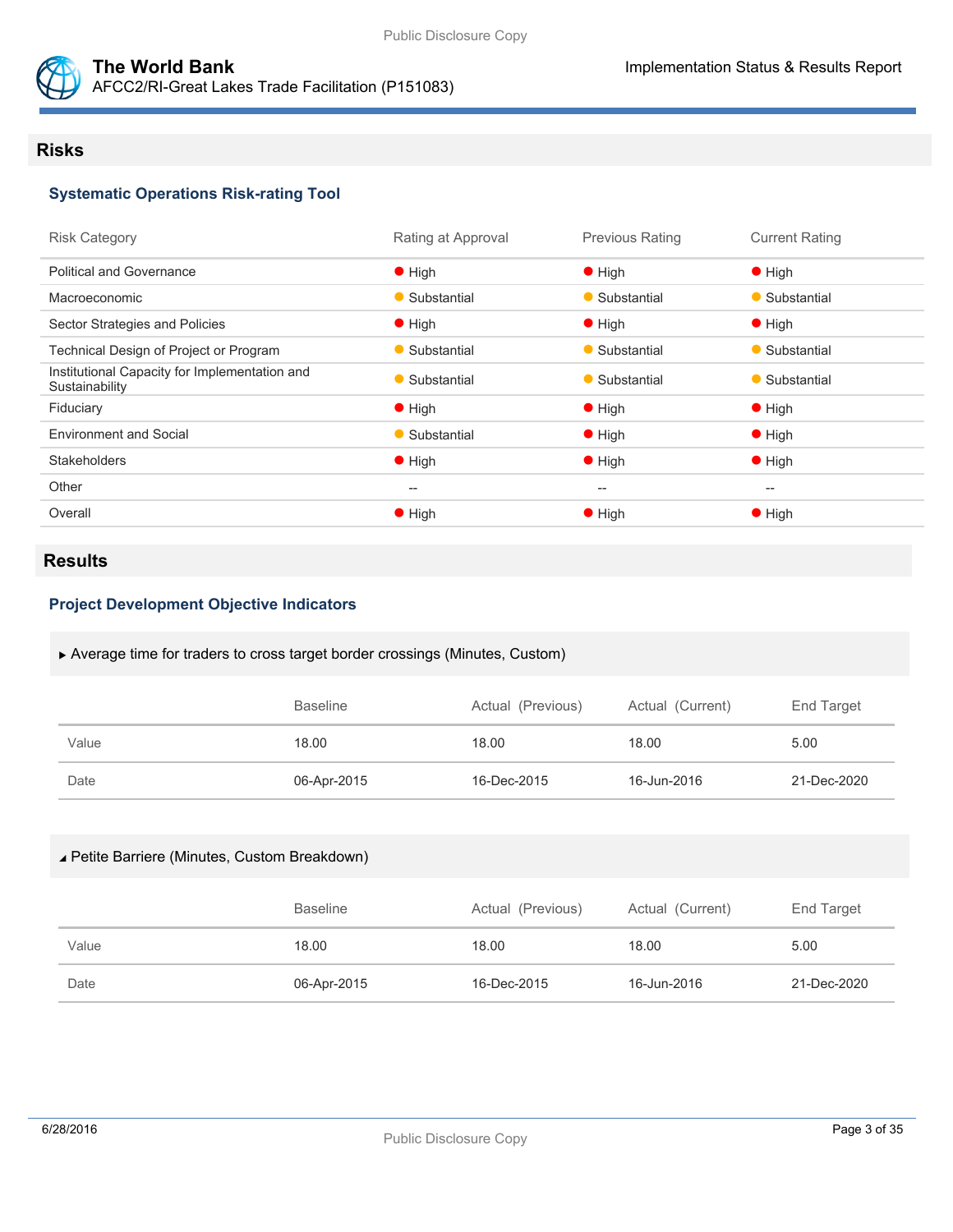## Risks

### Systematic Operations Risk-rating Tool

| Risk Category | Rating at Approval | Previous Rating | Current Rating |
|---|---|---|---|
| Political and Governance | High | High | High |
| Macroeconomic | Substantial | Substantial | Substantial |
| Sector Strategies and Policies | High | High | High |
| Technical Design of Project or Program | Substantial | Substantial | Substantial |
| Institutional Capacity for Implementation and Sustainability | Substantial | Substantial | Substantial |
| Fiduciary | High | High | High |
| Environment and Social | Substantial | High | High |
| Stakeholders | High | High | High |
| Other | -- | -- | -- |
| Overall | High | High | High |

## Results

### Project Development Objective Indicators

▶ Average time for traders to cross target border crossings (Minutes, Custom)

| | Baseline | Actual (Previous) | Actual (Current) | End Target |
|---|---|---|---|---|
| Value | 18.00 | 18.00 | 18.00 | 5.00 |
| Date | 06-Apr-2015 | 16-Dec-2015 | 16-Jun-2016 | 21-Dec-2020 |

◢ Petite Barriere (Minutes, Custom Breakdown)

| | Baseline | Actual (Previous) | Actual (Current) | End Target |
|---|---|---|---|---|
| Value | 18.00 | 18.00 | 18.00 | 5.00 |
| Date | 06-Apr-2015 | 16-Dec-2015 | 16-Jun-2016 | 21-Dec-2020 |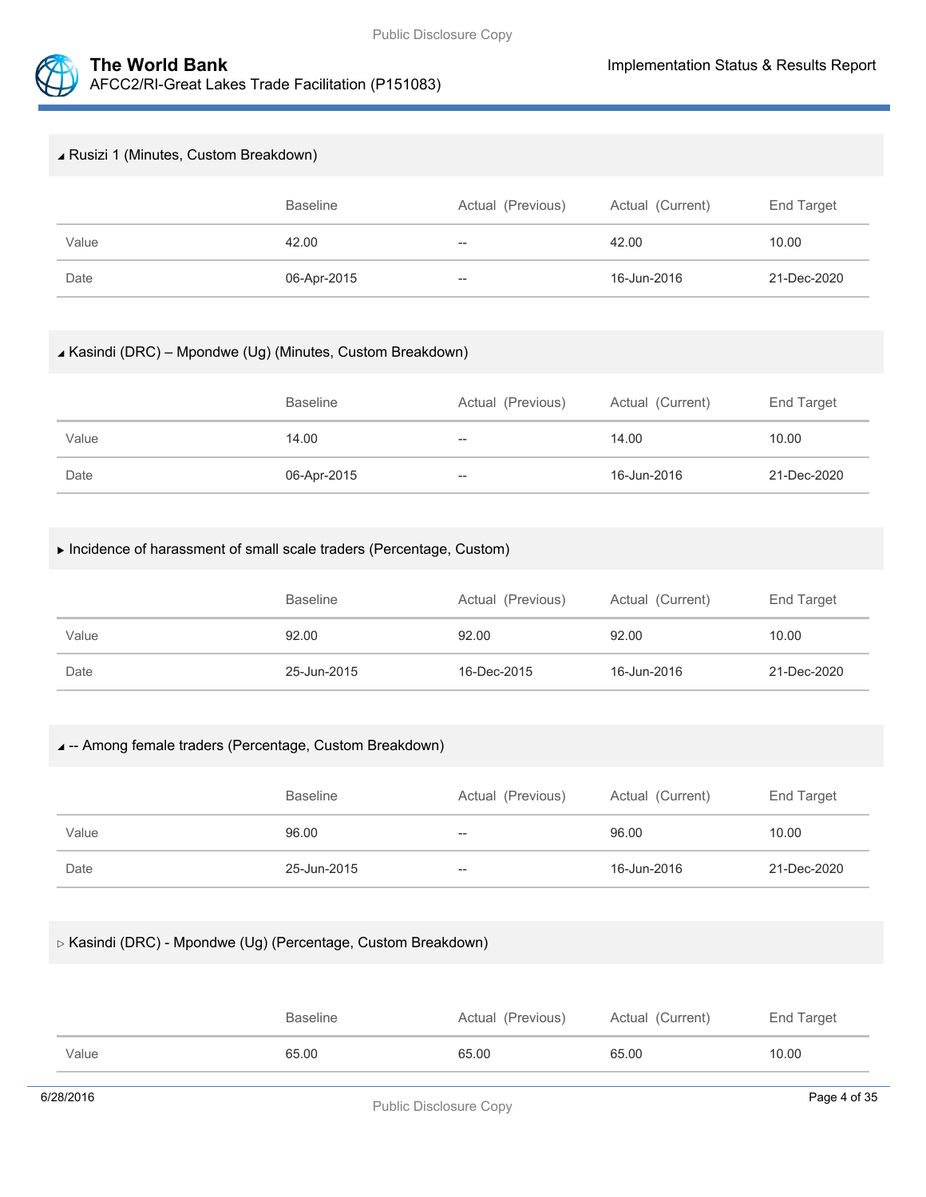### ◢ Rusizi 1 (Minutes, Custom Breakdown)

| | Baseline | Actual (Previous) | Actual (Current) | End Target |
|---|---|---|---|---|
| Value | 42.00 | -- | 42.00 | 10.00 |
| Date | 06-Apr-2015 | -- | 16-Jun-2016 | 21-Dec-2020 |

### ◢ Kasindi (DRC) – Mpondwe (Ug) (Minutes, Custom Breakdown)

| | Baseline | Actual (Previous) | Actual (Current) | End Target |
|---|---|---|---|---|
| Value | 14.00 | -- | 14.00 | 10.00 |
| Date | 06-Apr-2015 | -- | 16-Jun-2016 | 21-Dec-2020 |

### ▶ Incidence of harassment of small scale traders (Percentage, Custom)

| | Baseline | Actual (Previous) | Actual (Current) | End Target |
|---|---|---|---|---|
| Value | 92.00 | 92.00 | 92.00 | 10.00 |
| Date | 25-Jun-2015 | 16-Dec-2015 | 16-Jun-2016 | 21-Dec-2020 |

### ◢ -- Among female traders (Percentage, Custom Breakdown)

| | Baseline | Actual (Previous) | Actual (Current) | End Target |
|---|---|---|---|---|
| Value | 96.00 | -- | 96.00 | 10.00 |
| Date | 25-Jun-2015 | -- | 16-Jun-2016 | 21-Dec-2020 |

### ▷ Kasindi (DRC) - Mpondwe (Ug) (Percentage, Custom Breakdown)

| | Baseline | Actual (Previous) | Actual (Current) | End Target |
|---|---|---|---|---|
| Value | 65.00 | 65.00 | 65.00 | 10.00 |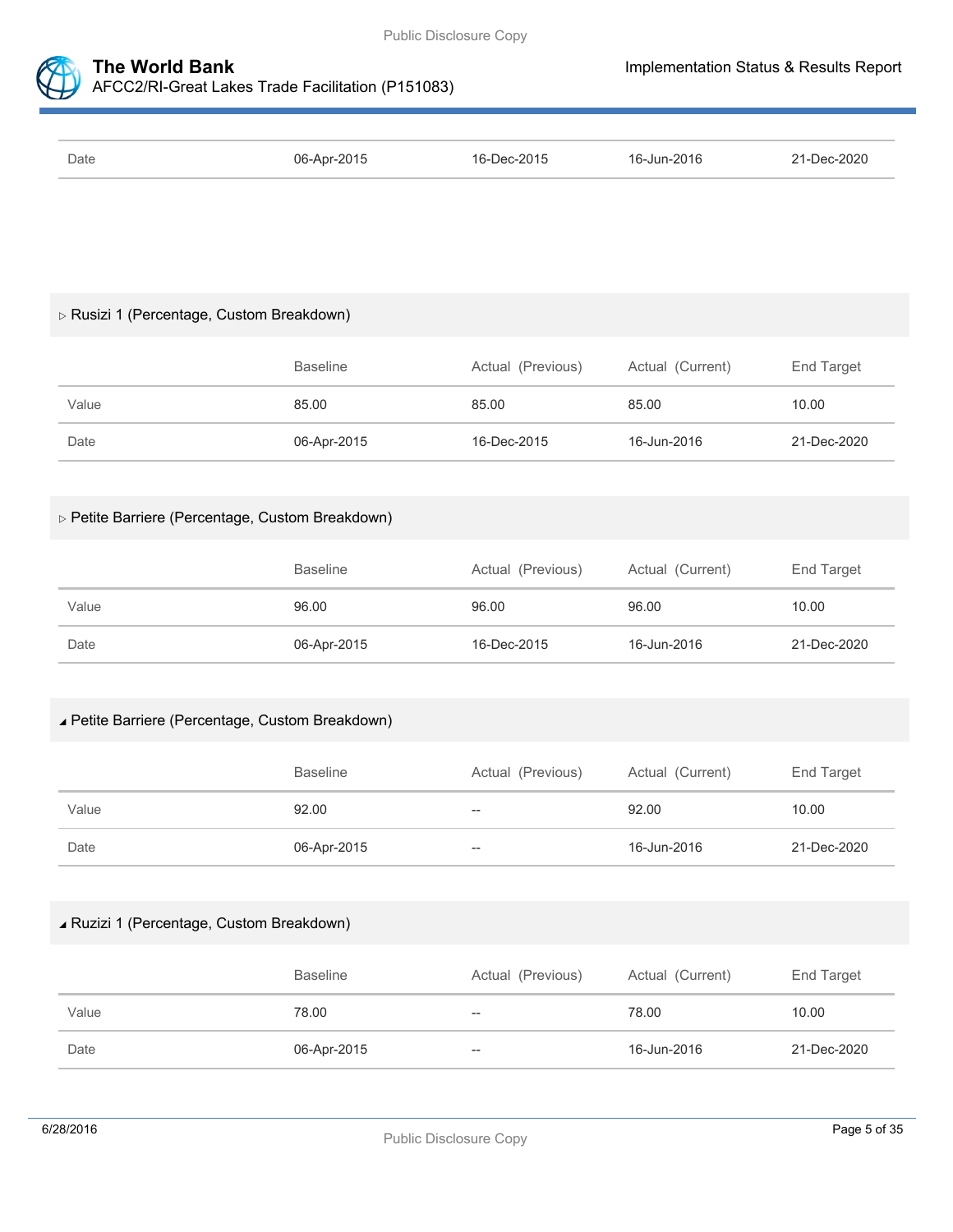| | | | | |
|---|---|---|---|---|
| Date | 06-Apr-2015 | 16-Dec-2015 | 16-Jun-2016 | 21-Dec-2020 |

▷ Rusizi 1 (Percentage, Custom Breakdown)

| | Baseline | Actual (Previous) | Actual (Current) | End Target |
|---|---|---|---|---|
| Value | 85.00 | 85.00 | 85.00 | 10.00 |
| Date | 06-Apr-2015 | 16-Dec-2015 | 16-Jun-2016 | 21-Dec-2020 |

▷ Petite Barriere (Percentage, Custom Breakdown)

| | Baseline | Actual (Previous) | Actual (Current) | End Target |
|---|---|---|---|---|
| Value | 96.00 | 96.00 | 96.00 | 10.00 |
| Date | 06-Apr-2015 | 16-Dec-2015 | 16-Jun-2016 | 21-Dec-2020 |

◢ Petite Barriere (Percentage, Custom Breakdown)

| | Baseline | Actual (Previous) | Actual (Current) | End Target |
|---|---|---|---|---|
| Value | 92.00 | -- | 92.00 | 10.00 |
| Date | 06-Apr-2015 | -- | 16-Jun-2016 | 21-Dec-2020 |

◢ Ruzizi 1 (Percentage, Custom Breakdown)

| | Baseline | Actual (Previous) | Actual (Current) | End Target |
|---|---|---|---|---|
| Value | 78.00 | -- | 78.00 | 10.00 |
| Date | 06-Apr-2015 | -- | 16-Jun-2016 | 21-Dec-2020 |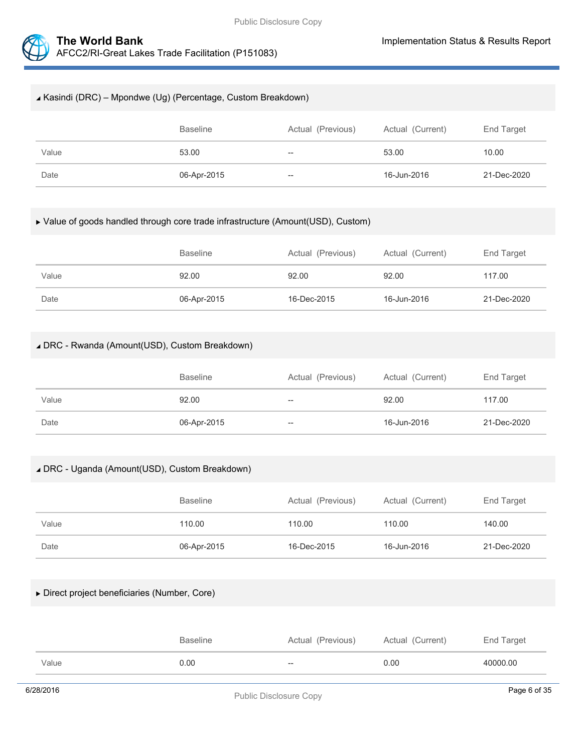### ◢ Kasindi (DRC) – Mpondwe (Ug) (Percentage, Custom Breakdown)

| | Baseline | Actual (Previous) | Actual (Current) | End Target |
|---|---|---|---|---|
| Value | 53.00 | -- | 53.00 | 10.00 |
| Date | 06-Apr-2015 | -- | 16-Jun-2016 | 21-Dec-2020 |

### ▶ Value of goods handled through core trade infrastructure (Amount(USD), Custom)

| | Baseline | Actual (Previous) | Actual (Current) | End Target |
|---|---|---|---|---|
| Value | 92.00 | 92.00 | 92.00 | 117.00 |
| Date | 06-Apr-2015 | 16-Dec-2015 | 16-Jun-2016 | 21-Dec-2020 |

### ◢ DRC - Rwanda (Amount(USD), Custom Breakdown)

| | Baseline | Actual (Previous) | Actual (Current) | End Target |
|---|---|---|---|---|
| Value | 92.00 | -- | 92.00 | 117.00 |
| Date | 06-Apr-2015 | -- | 16-Jun-2016 | 21-Dec-2020 |

### ◢ DRC - Uganda (Amount(USD), Custom Breakdown)

| | Baseline | Actual (Previous) | Actual (Current) | End Target |
|---|---|---|---|---|
| Value | 110.00 | 110.00 | 110.00 | 140.00 |
| Date | 06-Apr-2015 | 16-Dec-2015 | 16-Jun-2016 | 21-Dec-2020 |

### ▶ Direct project beneficiaries (Number, Core)

| | Baseline | Actual (Previous) | Actual (Current) | End Target |
|---|---|---|---|---|
| Value | 0.00 | -- | 0.00 | 40000.00 |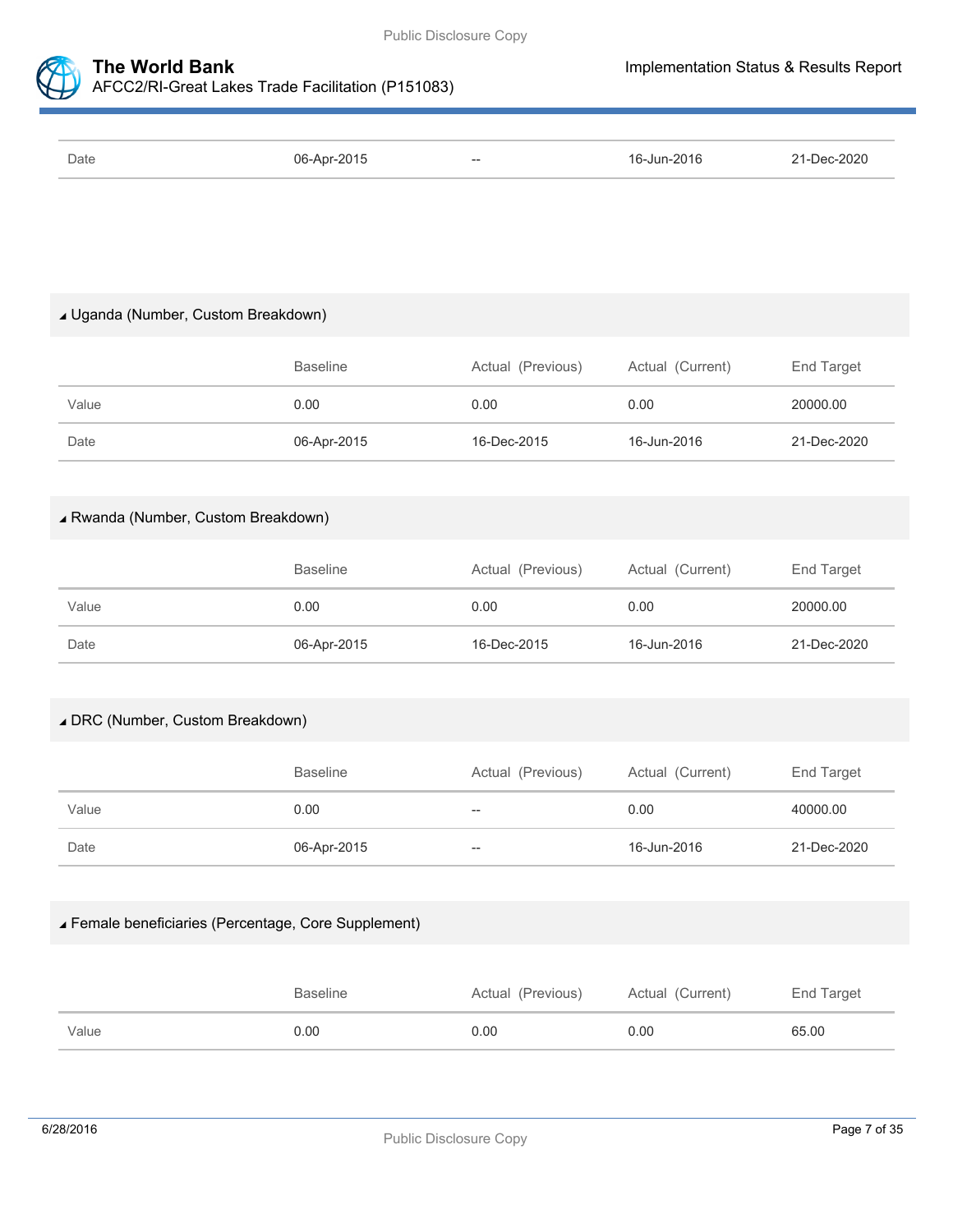| | | | | |
|---|---|---|---|---|
| Date | 06-Apr-2015 | -- | 16-Jun-2016 | 21-Dec-2020 |

◢ Uganda (Number, Custom Breakdown)

| | Baseline | Actual (Previous) | Actual (Current) | End Target |
|---|---|---|---|---|
| Value | 0.00 | 0.00 | 0.00 | 20000.00 |
| Date | 06-Apr-2015 | 16-Dec-2015 | 16-Jun-2016 | 21-Dec-2020 |

◢ Rwanda (Number, Custom Breakdown)

| | Baseline | Actual (Previous) | Actual (Current) | End Target |
|---|---|---|---|---|
| Value | 0.00 | 0.00 | 0.00 | 20000.00 |
| Date | 06-Apr-2015 | 16-Dec-2015 | 16-Jun-2016 | 21-Dec-2020 |

◢ DRC (Number, Custom Breakdown)

| | Baseline | Actual (Previous) | Actual (Current) | End Target |
|---|---|---|---|---|
| Value | 0.00 | -- | 0.00 | 40000.00 |
| Date | 06-Apr-2015 | -- | 16-Jun-2016 | 21-Dec-2020 |

◢ Female beneficiaries (Percentage, Core Supplement)

| | Baseline | Actual (Previous) | Actual (Current) | End Target |
|---|---|---|---|---|
| Value | 0.00 | 0.00 | 0.00 | 65.00 |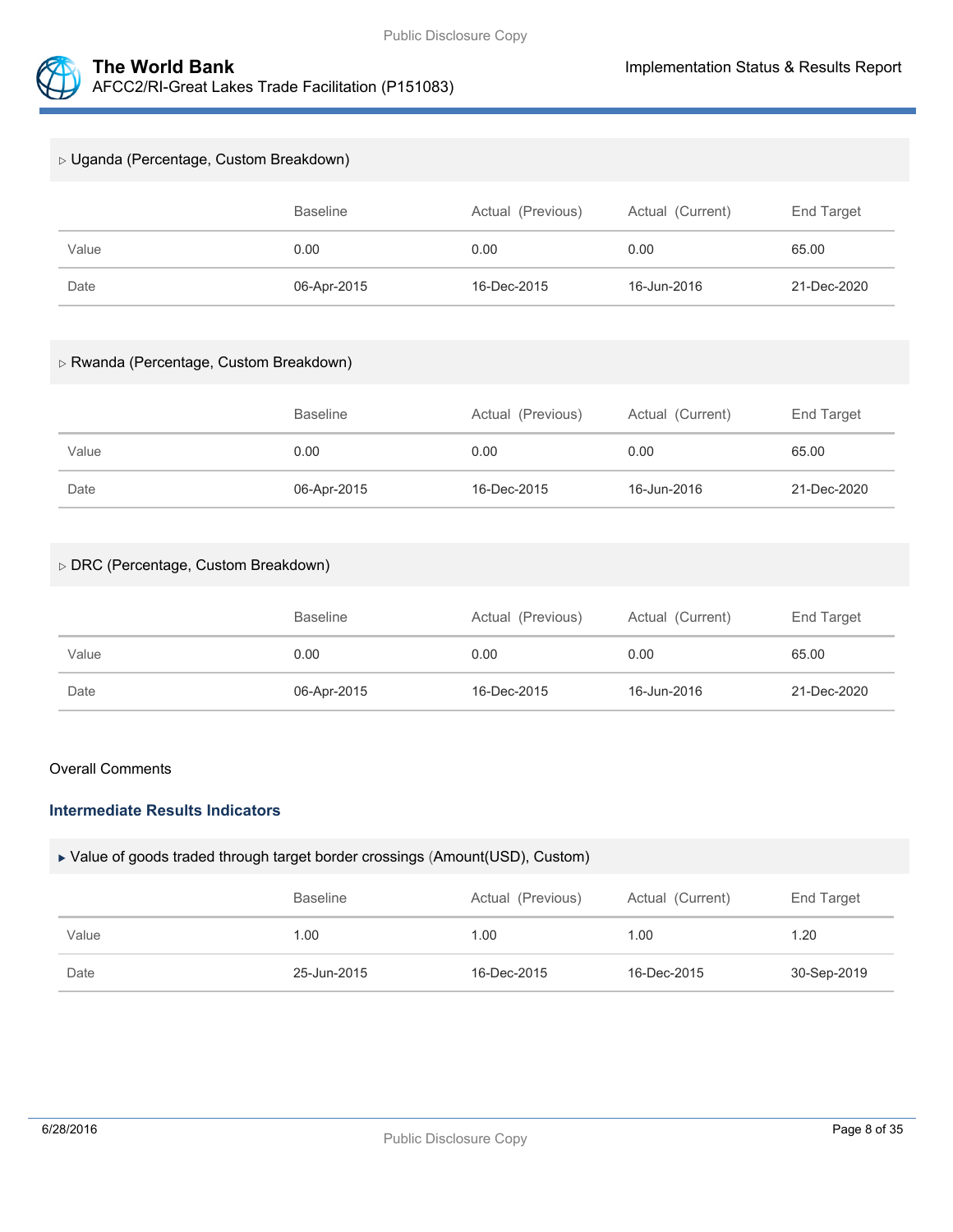▷ Uganda (Percentage, Custom Breakdown)

| | Baseline | Actual (Previous) | Actual (Current) | End Target |
|---|---|---|---|---|
| Value | 0.00 | 0.00 | 0.00 | 65.00 |
| Date | 06-Apr-2015 | 16-Dec-2015 | 16-Jun-2016 | 21-Dec-2020 |

▷ Rwanda (Percentage, Custom Breakdown)

| | Baseline | Actual (Previous) | Actual (Current) | End Target |
|---|---|---|---|---|
| Value | 0.00 | 0.00 | 0.00 | 65.00 |
| Date | 06-Apr-2015 | 16-Dec-2015 | 16-Jun-2016 | 21-Dec-2020 |

▷ DRC (Percentage, Custom Breakdown)

| | Baseline | Actual (Previous) | Actual (Current) | End Target |
|---|---|---|---|---|
| Value | 0.00 | 0.00 | 0.00 | 65.00 |
| Date | 06-Apr-2015 | 16-Dec-2015 | 16-Jun-2016 | 21-Dec-2020 |

Overall Comments

### Intermediate Results Indicators

▶ Value of goods traded through target border crossings (Amount(USD), Custom)

| | Baseline | Actual (Previous) | Actual (Current) | End Target |
|---|---|---|---|---|
| Value | 1.00 | 1.00 | 1.00 | 1.20 |
| Date | 25-Jun-2015 | 16-Dec-2015 | 16-Dec-2015 | 30-Sep-2019 |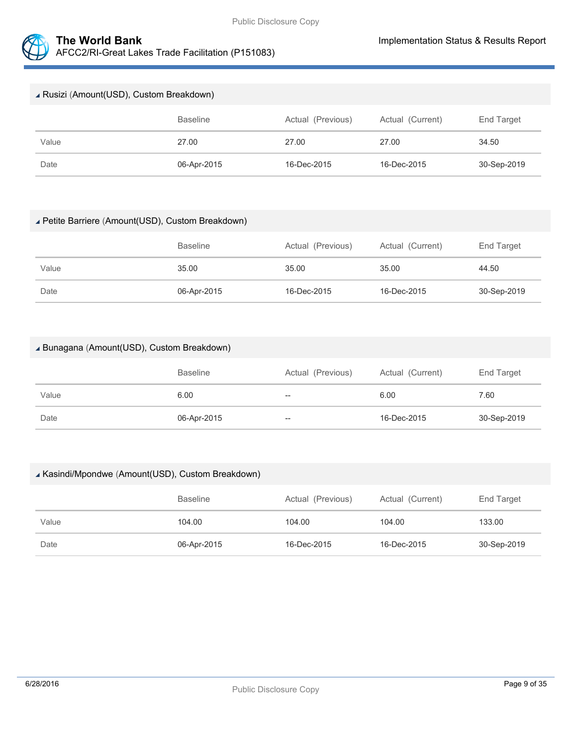### Rusizi (Amount(USD), Custom Breakdown)

| | Baseline | Actual (Previous) | Actual (Current) | End Target |
|---|---|---|---|---|
| Value | 27.00 | 27.00 | 27.00 | 34.50 |
| Date | 06-Apr-2015 | 16-Dec-2015 | 16-Dec-2015 | 30-Sep-2019 |

### Petite Barriere (Amount(USD), Custom Breakdown)

| | Baseline | Actual (Previous) | Actual (Current) | End Target |
|---|---|---|---|---|
| Value | 35.00 | 35.00 | 35.00 | 44.50 |
| Date | 06-Apr-2015 | 16-Dec-2015 | 16-Dec-2015 | 30-Sep-2019 |

### Bunagana (Amount(USD), Custom Breakdown)

| | Baseline | Actual (Previous) | Actual (Current) | End Target |
|---|---|---|---|---|
| Value | 6.00 | -- | 6.00 | 7.60 |
| Date | 06-Apr-2015 | -- | 16-Dec-2015 | 30-Sep-2019 |

### Kasindi/Mpondwe (Amount(USD), Custom Breakdown)

| | Baseline | Actual (Previous) | Actual (Current) | End Target |
|---|---|---|---|---|
| Value | 104.00 | 104.00 | 104.00 | 133.00 |
| Date | 06-Apr-2015 | 16-Dec-2015 | 16-Dec-2015 | 30-Sep-2019 |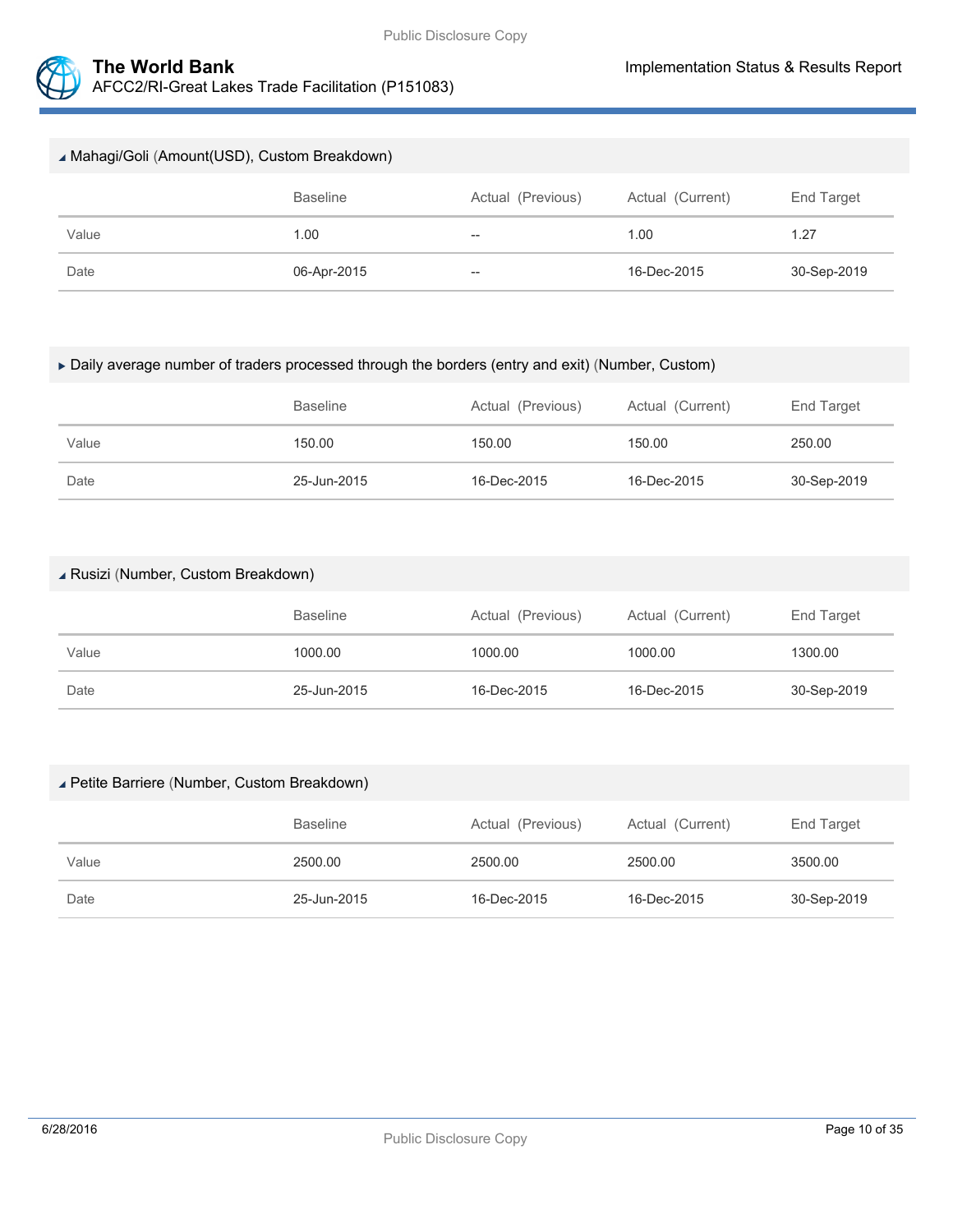◢ Mahagi/Goli (Amount(USD), Custom Breakdown)

| | Baseline | Actual (Previous) | Actual (Current) | End Target |
|---|---|---|---|---|
| Value | 1.00 | -- | 1.00 | 1.27 |
| Date | 06-Apr-2015 | -- | 16-Dec-2015 | 30-Sep-2019 |

▸ Daily average number of traders processed through the borders (entry and exit) (Number, Custom)

| | Baseline | Actual (Previous) | Actual (Current) | End Target |
|---|---|---|---|---|
| Value | 150.00 | 150.00 | 150.00 | 250.00 |
| Date | 25-Jun-2015 | 16-Dec-2015 | 16-Dec-2015 | 30-Sep-2019 |

◢ Rusizi (Number, Custom Breakdown)

| | Baseline | Actual (Previous) | Actual (Current) | End Target |
|---|---|---|---|---|
| Value | 1000.00 | 1000.00 | 1000.00 | 1300.00 |
| Date | 25-Jun-2015 | 16-Dec-2015 | 16-Dec-2015 | 30-Sep-2019 |

◢ Petite Barriere (Number, Custom Breakdown)

| | Baseline | Actual (Previous) | Actual (Current) | End Target |
|---|---|---|---|---|
| Value | 2500.00 | 2500.00 | 2500.00 | 3500.00 |
| Date | 25-Jun-2015 | 16-Dec-2015 | 16-Dec-2015 | 30-Sep-2019 |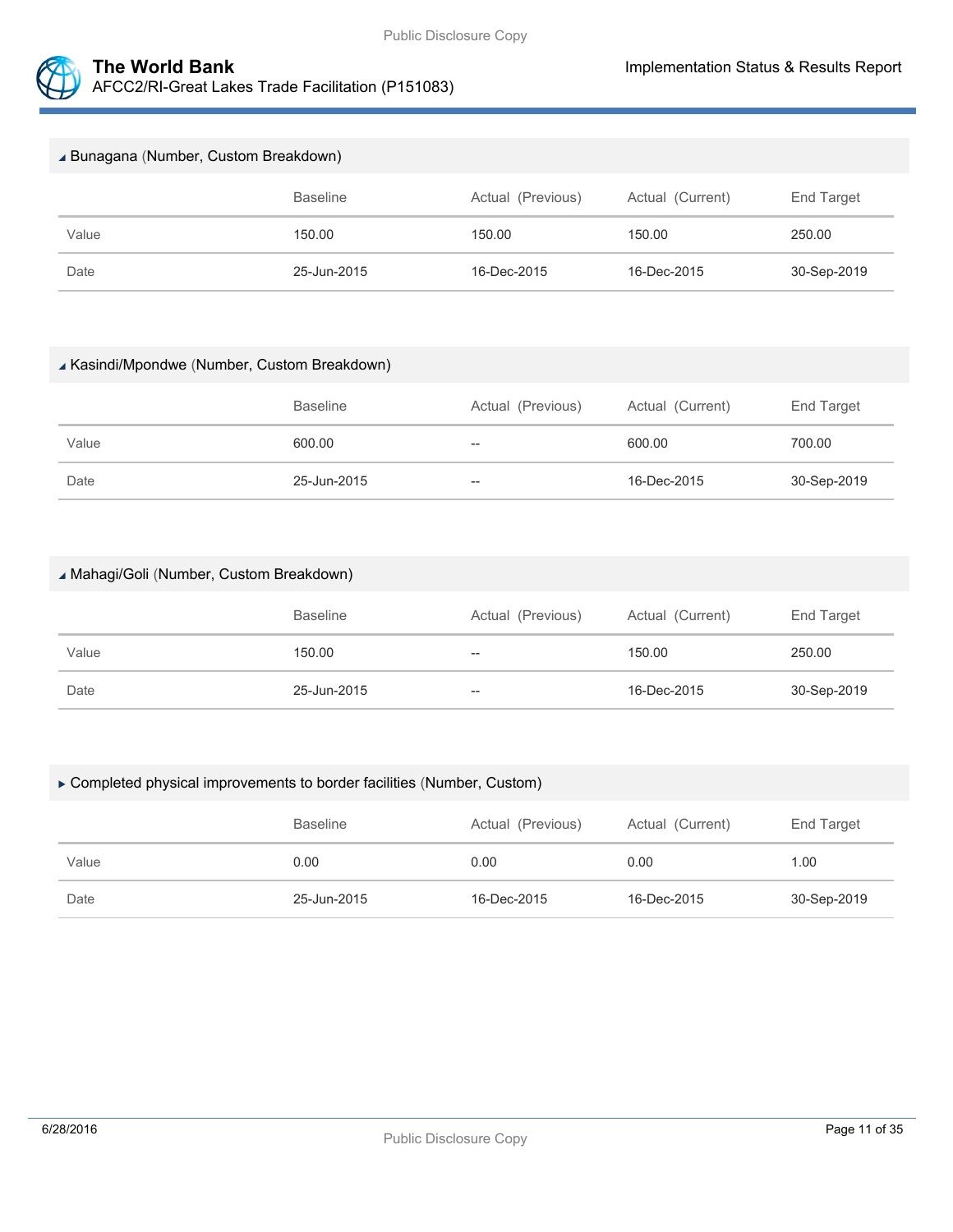▲ Bunagana (Number, Custom Breakdown)

| | Baseline | Actual (Previous) | Actual (Current) | End Target |
|---|---|---|---|---|
| Value | 150.00 | 150.00 | 150.00 | 250.00 |
| Date | 25-Jun-2015 | 16-Dec-2015 | 16-Dec-2015 | 30-Sep-2019 |

▲ Kasindi/Mpondwe (Number, Custom Breakdown)

| | Baseline | Actual (Previous) | Actual (Current) | End Target |
|---|---|---|---|---|
| Value | 600.00 | -- | 600.00 | 700.00 |
| Date | 25-Jun-2015 | -- | 16-Dec-2015 | 30-Sep-2019 |

▲ Mahagi/Goli (Number, Custom Breakdown)

| | Baseline | Actual (Previous) | Actual (Current) | End Target |
|---|---|---|---|---|
| Value | 150.00 | -- | 150.00 | 250.00 |
| Date | 25-Jun-2015 | -- | 16-Dec-2015 | 30-Sep-2019 |

▶ Completed physical improvements to border facilities (Number, Custom)

| | Baseline | Actual (Previous) | Actual (Current) | End Target |
|---|---|---|---|---|
| Value | 0.00 | 0.00 | 0.00 | 1.00 |
| Date | 25-Jun-2015 | 16-Dec-2015 | 16-Dec-2015 | 30-Sep-2019 |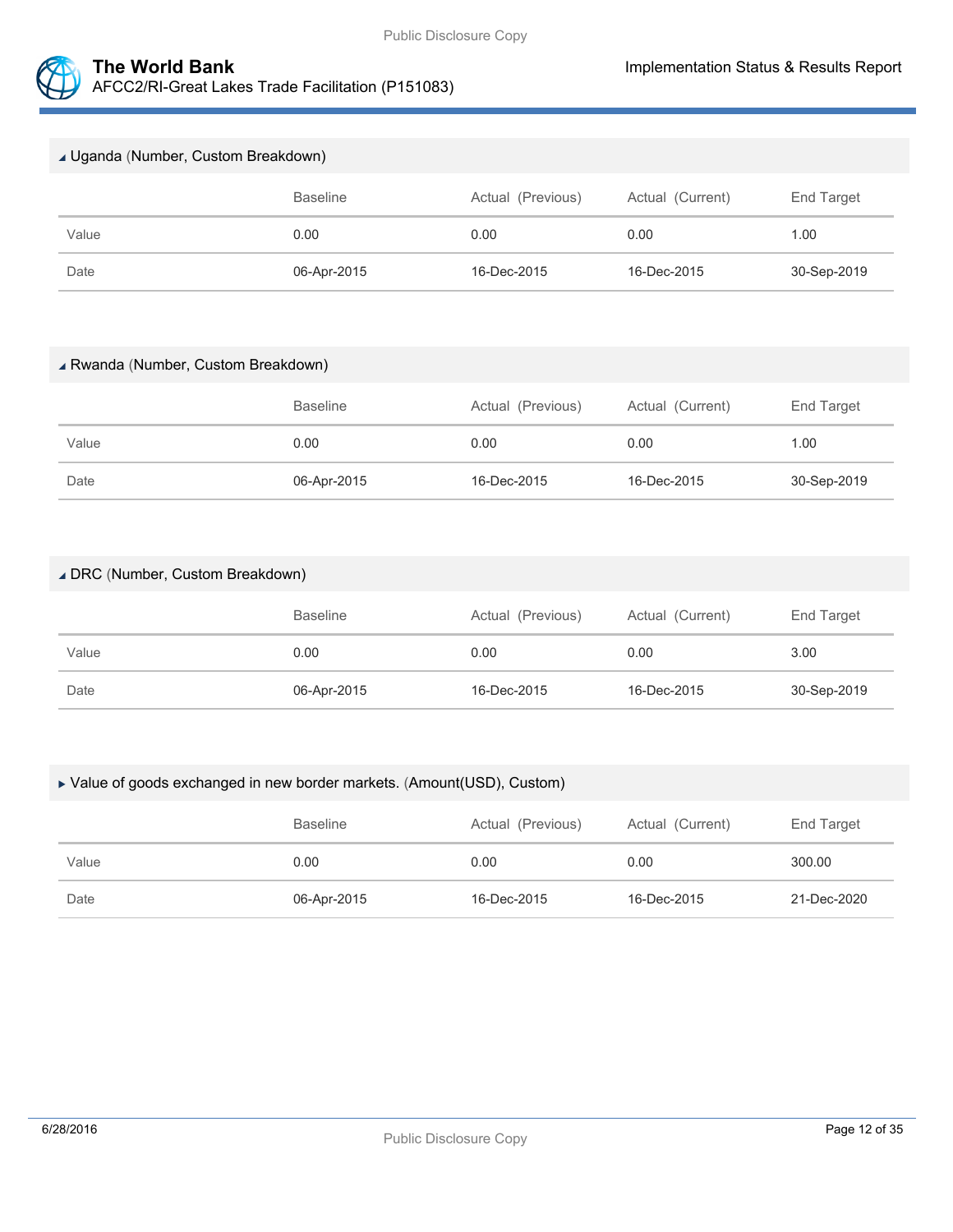### Uganda (Number, Custom Breakdown)

| | Baseline | Actual (Previous) | Actual (Current) | End Target |
|---|---|---|---|---|
| Value | 0.00 | 0.00 | 0.00 | 1.00 |
| Date | 06-Apr-2015 | 16-Dec-2015 | 16-Dec-2015 | 30-Sep-2019 |

### Rwanda (Number, Custom Breakdown)

| | Baseline | Actual (Previous) | Actual (Current) | End Target |
|---|---|---|---|---|
| Value | 0.00 | 0.00 | 0.00 | 1.00 |
| Date | 06-Apr-2015 | 16-Dec-2015 | 16-Dec-2015 | 30-Sep-2019 |

### DRC (Number, Custom Breakdown)

| | Baseline | Actual (Previous) | Actual (Current) | End Target |
|---|---|---|---|---|
| Value | 0.00 | 0.00 | 0.00 | 3.00 |
| Date | 06-Apr-2015 | 16-Dec-2015 | 16-Dec-2015 | 30-Sep-2019 |

### Value of goods exchanged in new border markets. (Amount(USD), Custom)

| | Baseline | Actual (Previous) | Actual (Current) | End Target |
|---|---|---|---|---|
| Value | 0.00 | 0.00 | 0.00 | 300.00 |
| Date | 06-Apr-2015 | 16-Dec-2015 | 16-Dec-2015 | 21-Dec-2020 |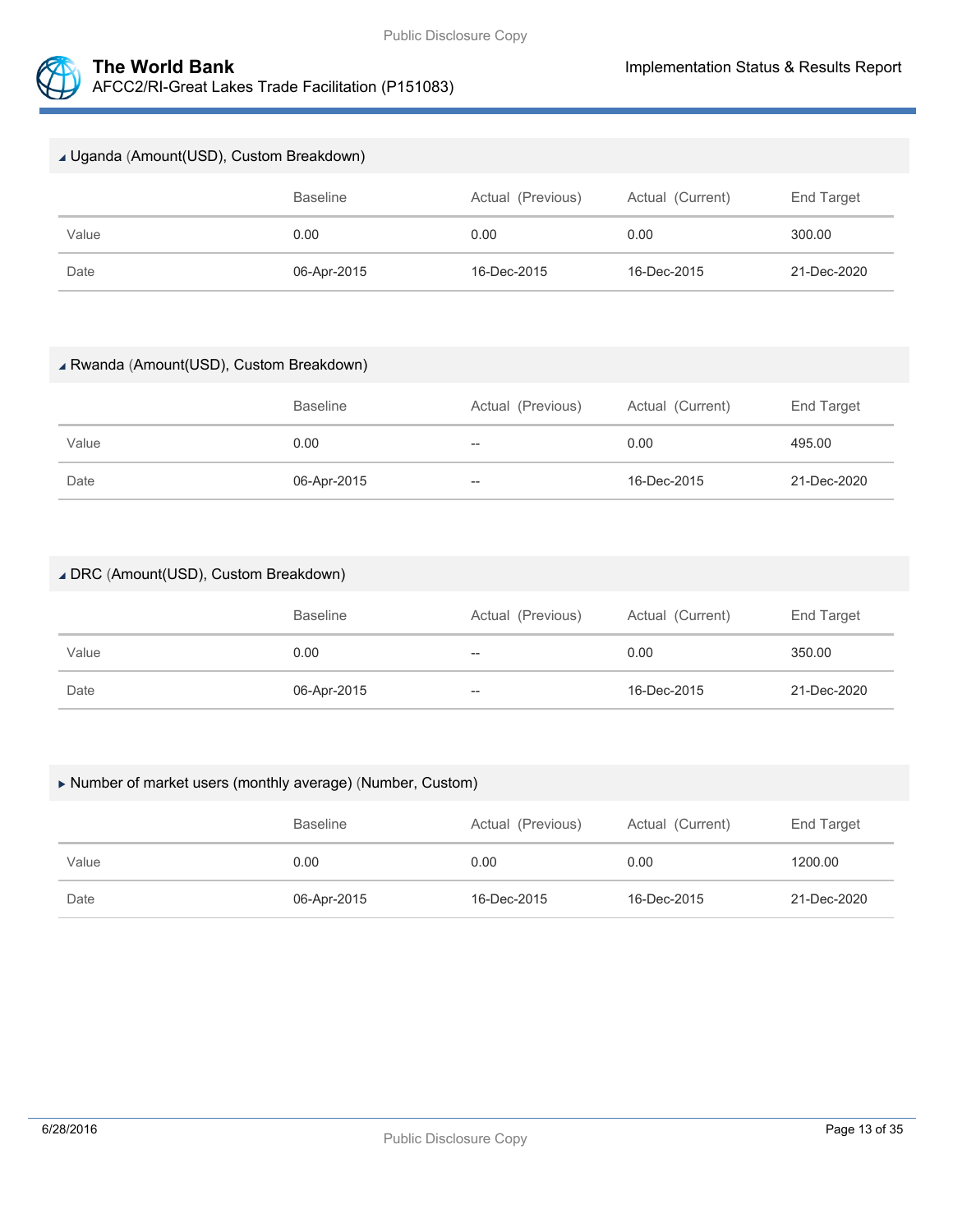◢ Uganda (Amount(USD), Custom Breakdown)

| | Baseline | Actual (Previous) | Actual (Current) | End Target |
|---|---|---|---|---|
| Value | 0.00 | 0.00 | 0.00 | 300.00 |
| Date | 06-Apr-2015 | 16-Dec-2015 | 16-Dec-2015 | 21-Dec-2020 |

◢ Rwanda (Amount(USD), Custom Breakdown)

| | Baseline | Actual (Previous) | Actual (Current) | End Target |
|---|---|---|---|---|
| Value | 0.00 | -- | 0.00 | 495.00 |
| Date | 06-Apr-2015 | -- | 16-Dec-2015 | 21-Dec-2020 |

◢ DRC (Amount(USD), Custom Breakdown)

| | Baseline | Actual (Previous) | Actual (Current) | End Target |
|---|---|---|---|---|
| Value | 0.00 | -- | 0.00 | 350.00 |
| Date | 06-Apr-2015 | -- | 16-Dec-2015 | 21-Dec-2020 |

▶ Number of market users (monthly average) (Number, Custom)

| | Baseline | Actual (Previous) | Actual (Current) | End Target |
|---|---|---|---|---|
| Value | 0.00 | 0.00 | 0.00 | 1200.00 |
| Date | 06-Apr-2015 | 16-Dec-2015 | 16-Dec-2015 | 21-Dec-2020 |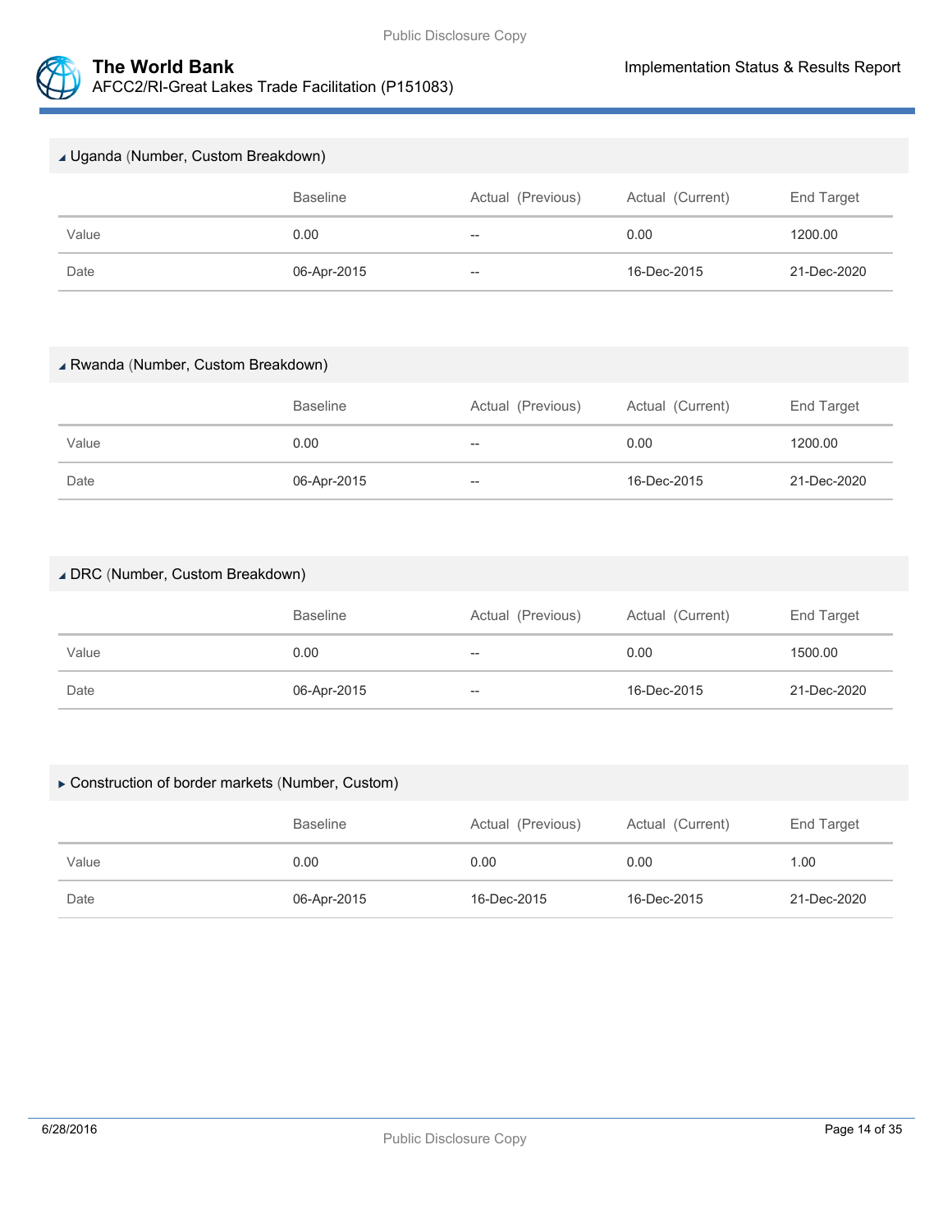### Uganda (Number, Custom Breakdown)

| | Baseline | Actual (Previous) | Actual (Current) | End Target |
|---|---|---|---|---|
| Value | 0.00 | -- | 0.00 | 1200.00 |
| Date | 06-Apr-2015 | -- | 16-Dec-2015 | 21-Dec-2020 |

### Rwanda (Number, Custom Breakdown)

| | Baseline | Actual (Previous) | Actual (Current) | End Target |
|---|---|---|---|---|
| Value | 0.00 | -- | 0.00 | 1200.00 |
| Date | 06-Apr-2015 | -- | 16-Dec-2015 | 21-Dec-2020 |

### DRC (Number, Custom Breakdown)

| | Baseline | Actual (Previous) | Actual (Current) | End Target |
|---|---|---|---|---|
| Value | 0.00 | -- | 0.00 | 1500.00 |
| Date | 06-Apr-2015 | -- | 16-Dec-2015 | 21-Dec-2020 |

### Construction of border markets (Number, Custom)

| | Baseline | Actual (Previous) | Actual (Current) | End Target |
|---|---|---|---|---|
| Value | 0.00 | 0.00 | 0.00 | 1.00 |
| Date | 06-Apr-2015 | 16-Dec-2015 | 16-Dec-2015 | 21-Dec-2020 |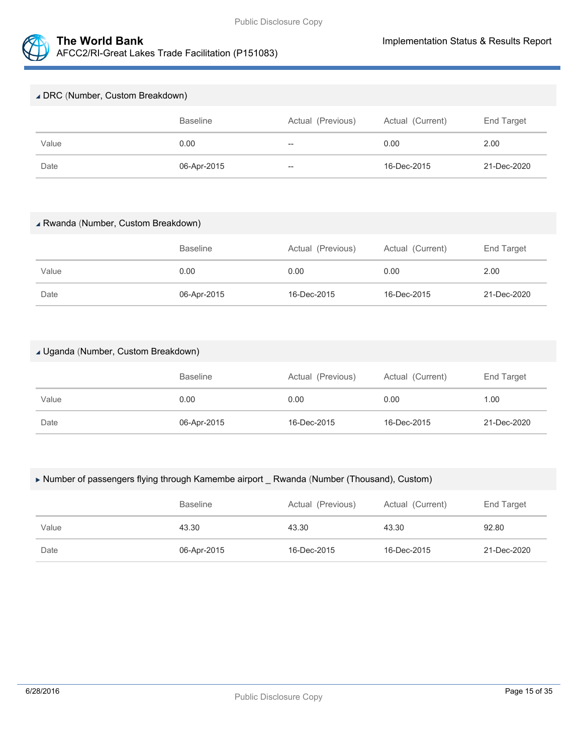### DRC (Number, Custom Breakdown)

| | Baseline | Actual (Previous) | Actual (Current) | End Target |
|---|---|---|---|---|
| Value | 0.00 | -- | 0.00 | 2.00 |
| Date | 06-Apr-2015 | -- | 16-Dec-2015 | 21-Dec-2020 |

### Rwanda (Number, Custom Breakdown)

| | Baseline | Actual (Previous) | Actual (Current) | End Target |
|---|---|---|---|---|
| Value | 0.00 | 0.00 | 0.00 | 2.00 |
| Date | 06-Apr-2015 | 16-Dec-2015 | 16-Dec-2015 | 21-Dec-2020 |

### Uganda (Number, Custom Breakdown)

| | Baseline | Actual (Previous) | Actual (Current) | End Target |
|---|---|---|---|---|
| Value | 0.00 | 0.00 | 0.00 | 1.00 |
| Date | 06-Apr-2015 | 16-Dec-2015 | 16-Dec-2015 | 21-Dec-2020 |

### Number of passengers flying through Kamembe airport _ Rwanda (Number (Thousand), Custom)

| | Baseline | Actual (Previous) | Actual (Current) | End Target |
|---|---|---|---|---|
| Value | 43.30 | 43.30 | 43.30 | 92.80 |
| Date | 06-Apr-2015 | 16-Dec-2015 | 16-Dec-2015 | 21-Dec-2020 |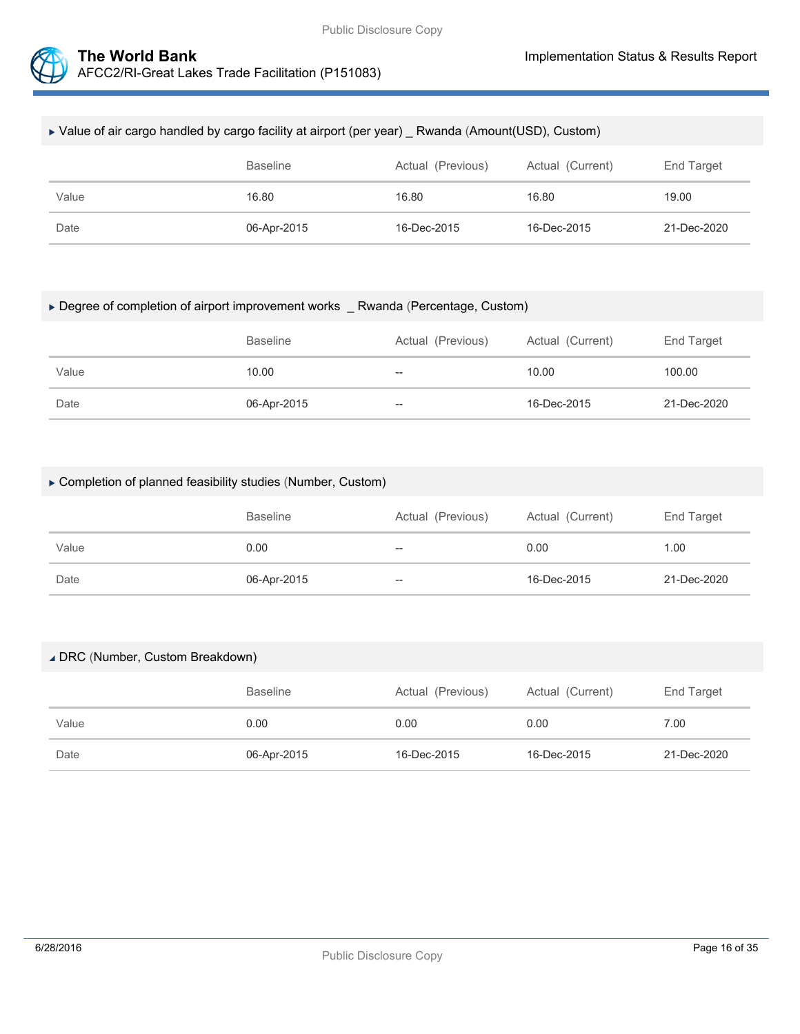▶ Value of air cargo handled by cargo facility at airport (per year) _ Rwanda (Amount(USD), Custom)

| | Baseline | Actual (Previous) | Actual (Current) | End Target |
|---|---|---|---|---|
| Value | 16.80 | 16.80 | 16.80 | 19.00 |
| Date | 06-Apr-2015 | 16-Dec-2015 | 16-Dec-2015 | 21-Dec-2020 |

▶ Degree of completion of airport improvement works _ Rwanda (Percentage, Custom)

| | Baseline | Actual (Previous) | Actual (Current) | End Target |
|---|---|---|---|---|
| Value | 10.00 | -- | 10.00 | 100.00 |
| Date | 06-Apr-2015 | -- | 16-Dec-2015 | 21-Dec-2020 |

▶ Completion of planned feasibility studies (Number, Custom)

| | Baseline | Actual (Previous) | Actual (Current) | End Target |
|---|---|---|---|---|
| Value | 0.00 | -- | 0.00 | 1.00 |
| Date | 06-Apr-2015 | -- | 16-Dec-2015 | 21-Dec-2020 |

◢ DRC (Number, Custom Breakdown)

| | Baseline | Actual (Previous) | Actual (Current) | End Target |
|---|---|---|---|---|
| Value | 0.00 | 0.00 | 0.00 | 7.00 |
| Date | 06-Apr-2015 | 16-Dec-2015 | 16-Dec-2015 | 21-Dec-2020 |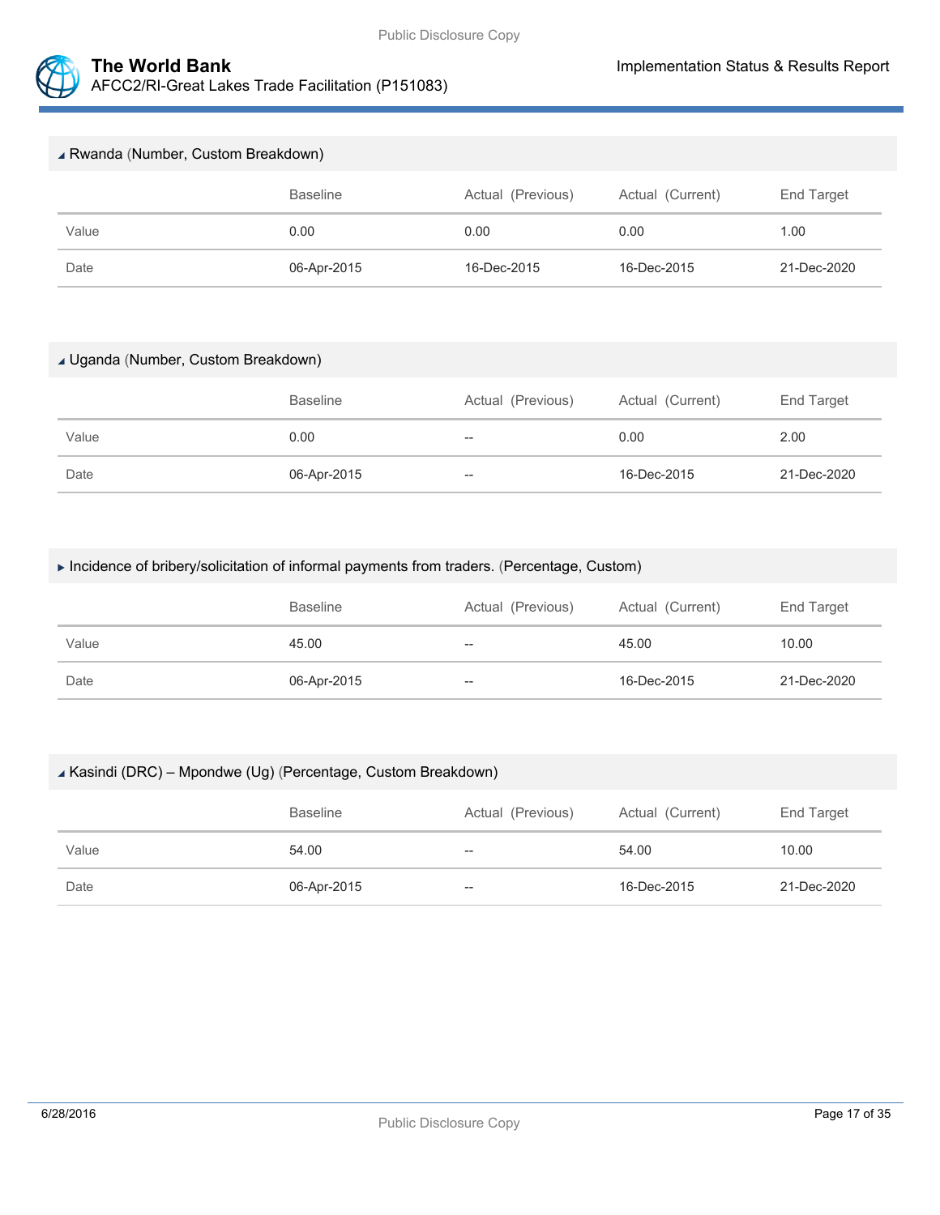### Rwanda (Number, Custom Breakdown)

| | Baseline | Actual (Previous) | Actual (Current) | End Target |
|---|---|---|---|---|
| Value | 0.00 | 0.00 | 0.00 | 1.00 |
| Date | 06-Apr-2015 | 16-Dec-2015 | 16-Dec-2015 | 21-Dec-2020 |

### Uganda (Number, Custom Breakdown)

| | Baseline | Actual (Previous) | Actual (Current) | End Target |
|---|---|---|---|---|
| Value | 0.00 | -- | 0.00 | 2.00 |
| Date | 06-Apr-2015 | -- | 16-Dec-2015 | 21-Dec-2020 |

### Incidence of bribery/solicitation of informal payments from traders. (Percentage, Custom)

| | Baseline | Actual (Previous) | Actual (Current) | End Target |
|---|---|---|---|---|
| Value | 45.00 | -- | 45.00 | 10.00 |
| Date | 06-Apr-2015 | -- | 16-Dec-2015 | 21-Dec-2020 |

### Kasindi (DRC) – Mpondwe (Ug) (Percentage, Custom Breakdown)

| | Baseline | Actual (Previous) | Actual (Current) | End Target |
|---|---|---|---|---|
| Value | 54.00 | -- | 54.00 | 10.00 |
| Date | 06-Apr-2015 | -- | 16-Dec-2015 | 21-Dec-2020 |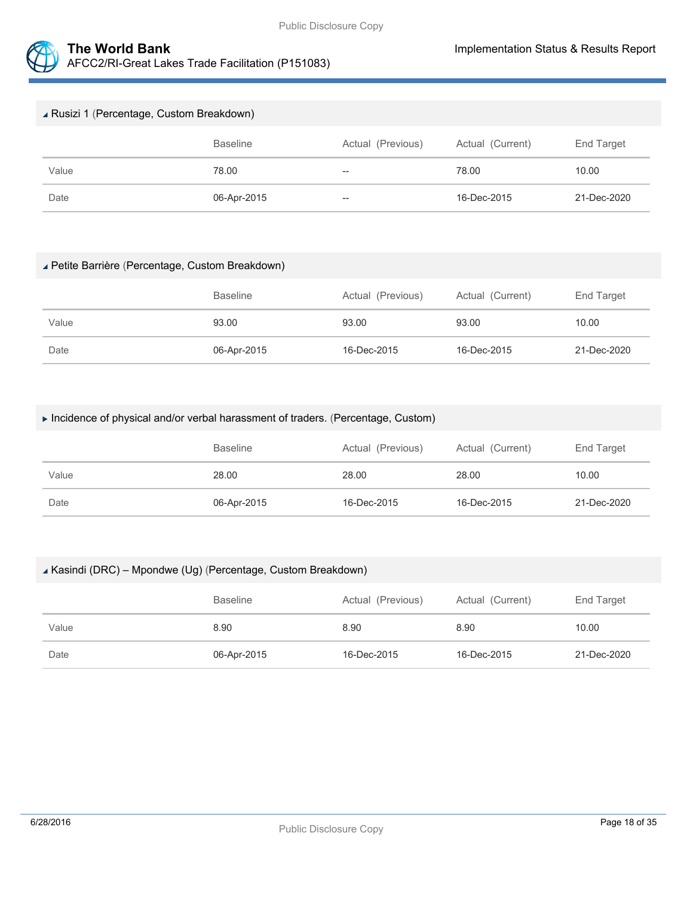### ◢ Rusizi 1 (Percentage, Custom Breakdown)

| | Baseline | Actual (Previous) | Actual (Current) | End Target |
|---|---|---|---|---|
| Value | 78.00 | -- | 78.00 | 10.00 |
| Date | 06-Apr-2015 | -- | 16-Dec-2015 | 21-Dec-2020 |

### ◢ Petite Barrière (Percentage, Custom Breakdown)

| | Baseline | Actual (Previous) | Actual (Current) | End Target |
|---|---|---|---|---|
| Value | 93.00 | 93.00 | 93.00 | 10.00 |
| Date | 06-Apr-2015 | 16-Dec-2015 | 16-Dec-2015 | 21-Dec-2020 |

### ▸ Incidence of physical and/or verbal harassment of traders. (Percentage, Custom)

| | Baseline | Actual (Previous) | Actual (Current) | End Target |
|---|---|---|---|---|
| Value | 28.00 | 28.00 | 28.00 | 10.00 |
| Date | 06-Apr-2015 | 16-Dec-2015 | 16-Dec-2015 | 21-Dec-2020 |

### ◢ Kasindi (DRC) – Mpondwe (Ug) (Percentage, Custom Breakdown)

| | Baseline | Actual (Previous) | Actual (Current) | End Target |
|---|---|---|---|---|
| Value | 8.90 | 8.90 | 8.90 | 10.00 |
| Date | 06-Apr-2015 | 16-Dec-2015 | 16-Dec-2015 | 21-Dec-2020 |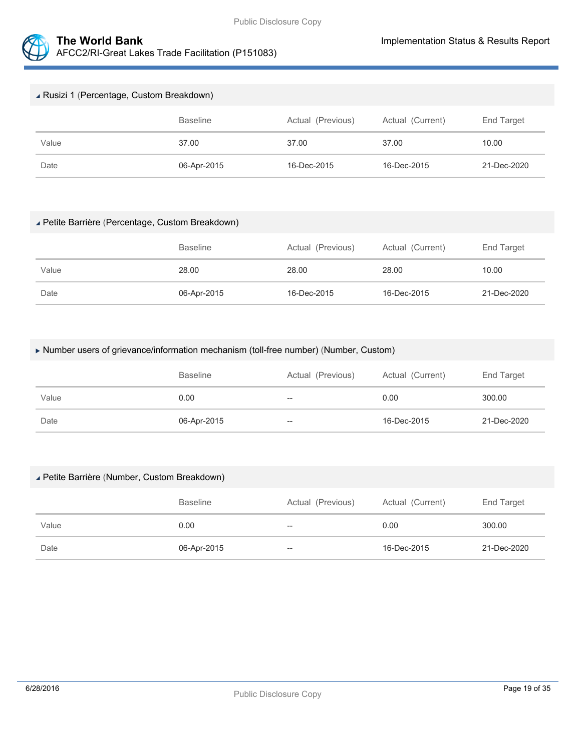### ◢ Rusizi 1 (Percentage, Custom Breakdown)

| | Baseline | Actual (Previous) | Actual (Current) | End Target |
|---|---|---|---|---|
| Value | 37.00 | 37.00 | 37.00 | 10.00 |
| Date | 06-Apr-2015 | 16-Dec-2015 | 16-Dec-2015 | 21-Dec-2020 |

### ◢ Petite Barrière (Percentage, Custom Breakdown)

| | Baseline | Actual (Previous) | Actual (Current) | End Target |
|---|---|---|---|---|
| Value | 28.00 | 28.00 | 28.00 | 10.00 |
| Date | 06-Apr-2015 | 16-Dec-2015 | 16-Dec-2015 | 21-Dec-2020 |

### ▸ Number users of grievance/information mechanism (toll-free number) (Number, Custom)

| | Baseline | Actual (Previous) | Actual (Current) | End Target |
|---|---|---|---|---|
| Value | 0.00 | -- | 0.00 | 300.00 |
| Date | 06-Apr-2015 | -- | 16-Dec-2015 | 21-Dec-2020 |

### ◢ Petite Barrière (Number, Custom Breakdown)

| | Baseline | Actual (Previous) | Actual (Current) | End Target |
|---|---|---|---|---|
| Value | 0.00 | -- | 0.00 | 300.00 |
| Date | 06-Apr-2015 | -- | 16-Dec-2015 | 21-Dec-2020 |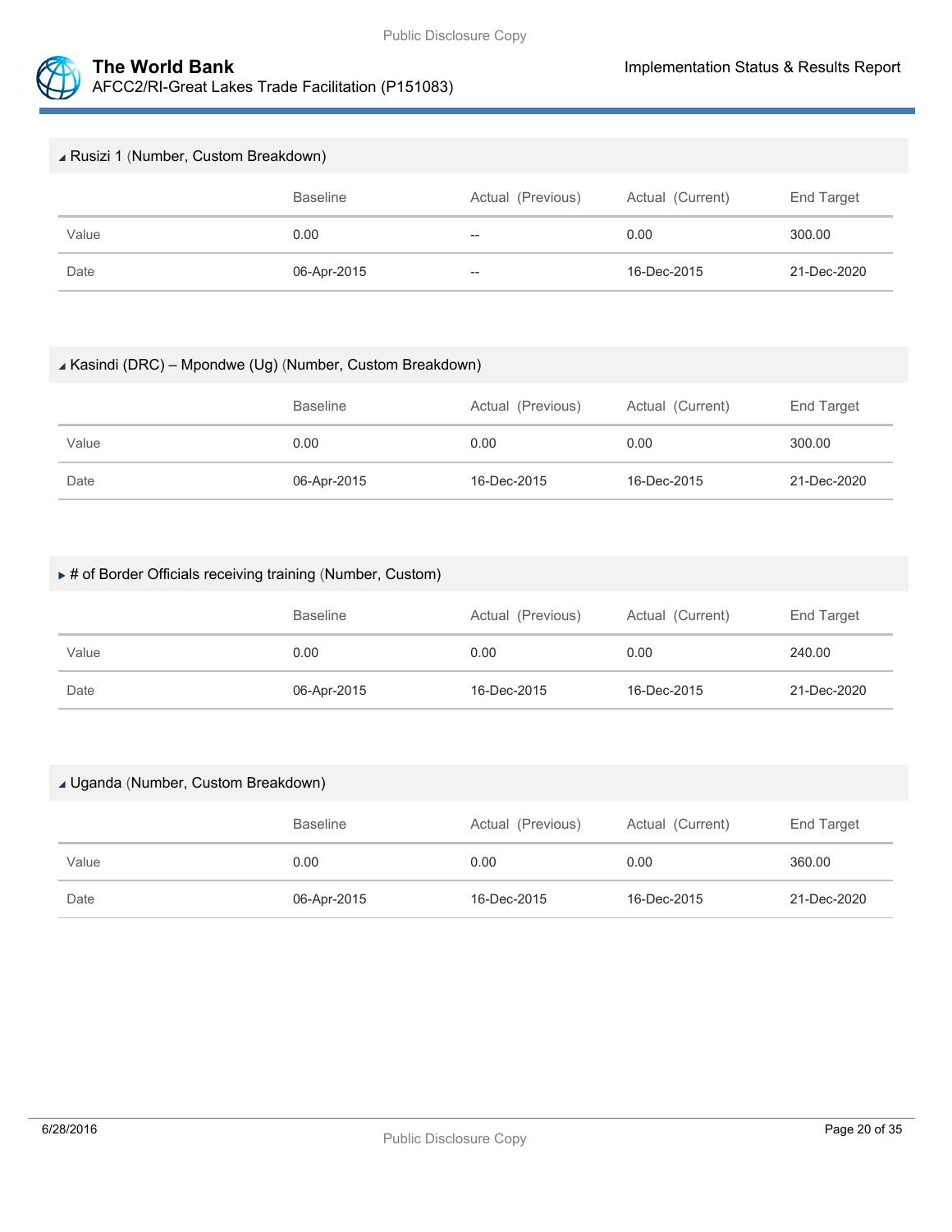### ◢ Rusizi 1 (Number, Custom Breakdown)

| | Baseline | Actual (Previous) | Actual (Current) | End Target |
| --- | --- | --- | --- | --- |
| Value | 0.00 | -- | 0.00 | 300.00 |
| Date | 06-Apr-2015 | -- | 16-Dec-2015 | 21-Dec-2020 |

### ◢ Kasindi (DRC) – Mpondwe (Ug) (Number, Custom Breakdown)

| | Baseline | Actual (Previous) | Actual (Current) | End Target |
| --- | --- | --- | --- | --- |
| Value | 0.00 | 0.00 | 0.00 | 300.00 |
| Date | 06-Apr-2015 | 16-Dec-2015 | 16-Dec-2015 | 21-Dec-2020 |

### ▸ # of Border Officials receiving training (Number, Custom)

| | Baseline | Actual (Previous) | Actual (Current) | End Target |
| --- | --- | --- | --- | --- |
| Value | 0.00 | 0.00 | 0.00 | 240.00 |
| Date | 06-Apr-2015 | 16-Dec-2015 | 16-Dec-2015 | 21-Dec-2020 |

### ◢ Uganda (Number, Custom Breakdown)

| | Baseline | Actual (Previous) | Actual (Current) | End Target |
| --- | --- | --- | --- | --- |
| Value | 0.00 | 0.00 | 0.00 | 360.00 |
| Date | 06-Apr-2015 | 16-Dec-2015 | 16-Dec-2015 | 21-Dec-2020 |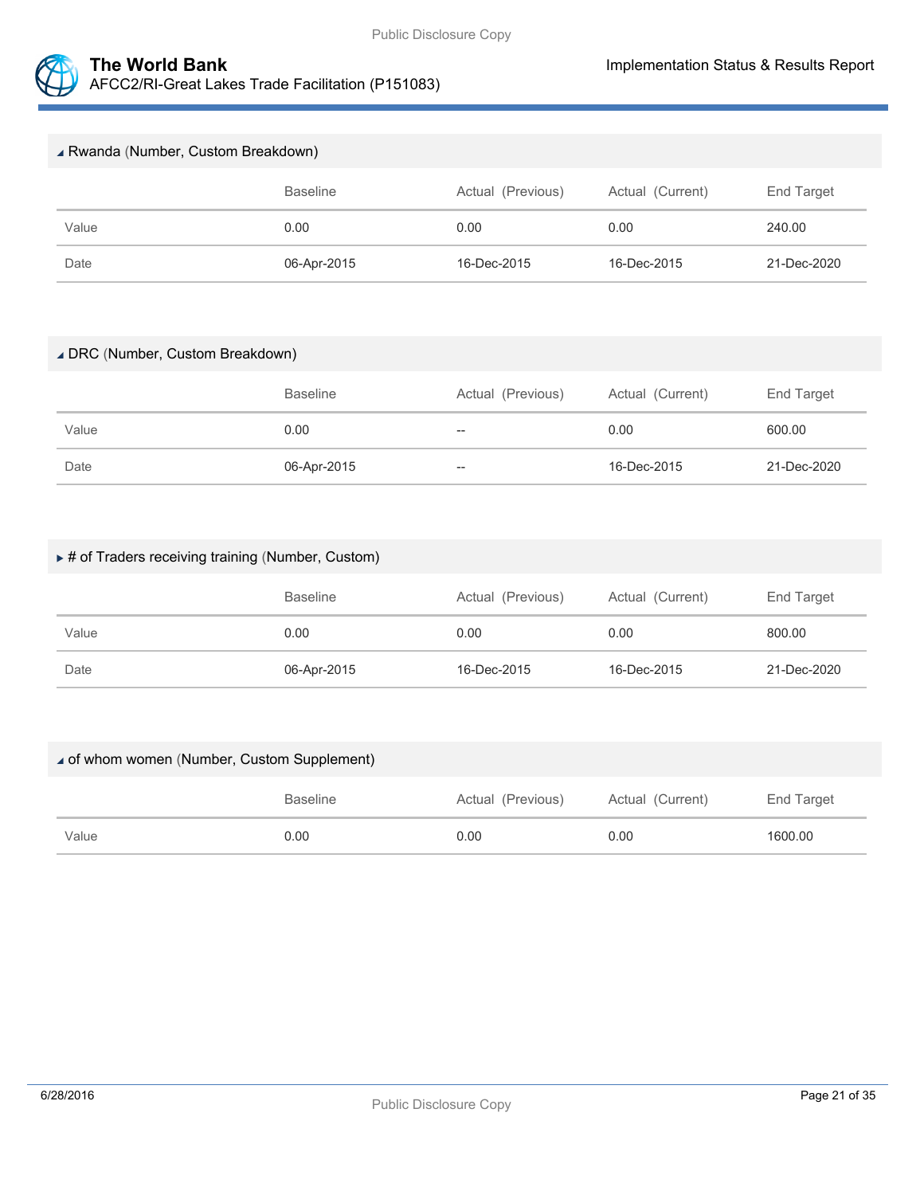### ◢ Rwanda (Number, Custom Breakdown)

| | Baseline | Actual (Previous) | Actual (Current) | End Target |
|---|---|---|---|---|
| Value | 0.00 | 0.00 | 0.00 | 240.00 |
| Date | 06-Apr-2015 | 16-Dec-2015 | 16-Dec-2015 | 21-Dec-2020 |

### ◢ DRC (Number, Custom Breakdown)

| | Baseline | Actual (Previous) | Actual (Current) | End Target |
|---|---|---|---|---|
| Value | 0.00 | -- | 0.00 | 600.00 |
| Date | 06-Apr-2015 | -- | 16-Dec-2015 | 21-Dec-2020 |

### ▸ # of Traders receiving training (Number, Custom)

| | Baseline | Actual (Previous) | Actual (Current) | End Target |
|---|---|---|---|---|
| Value | 0.00 | 0.00 | 0.00 | 800.00 |
| Date | 06-Apr-2015 | 16-Dec-2015 | 16-Dec-2015 | 21-Dec-2020 |

### ◢ of whom women (Number, Custom Supplement)

| | Baseline | Actual (Previous) | Actual (Current) | End Target |
|---|---|---|---|---|
| Value | 0.00 | 0.00 | 0.00 | 1600.00 |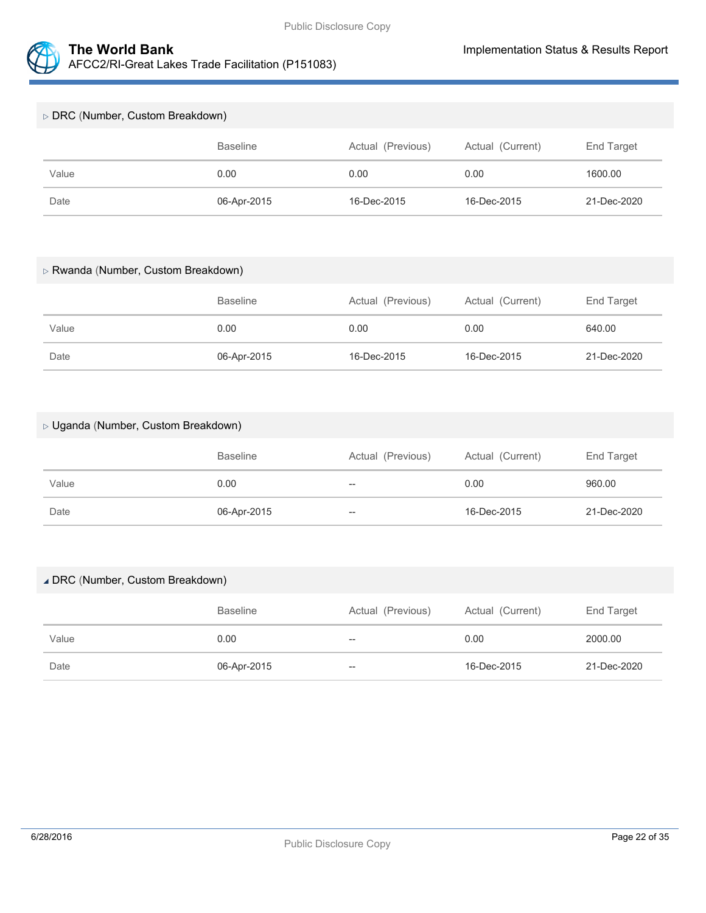▷ DRC (Number, Custom Breakdown)

| | Baseline | Actual (Previous) | Actual (Current) | End Target |
|---|---|---|---|---|
| Value | 0.00 | 0.00 | 0.00 | 1600.00 |
| Date | 06-Apr-2015 | 16-Dec-2015 | 16-Dec-2015 | 21-Dec-2020 |

▷ Rwanda (Number, Custom Breakdown)

| | Baseline | Actual (Previous) | Actual (Current) | End Target |
|---|---|---|---|---|
| Value | 0.00 | 0.00 | 0.00 | 640.00 |
| Date | 06-Apr-2015 | 16-Dec-2015 | 16-Dec-2015 | 21-Dec-2020 |

▷ Uganda (Number, Custom Breakdown)

| | Baseline | Actual (Previous) | Actual (Current) | End Target |
|---|---|---|---|---|
| Value | 0.00 | -- | 0.00 | 960.00 |
| Date | 06-Apr-2015 | -- | 16-Dec-2015 | 21-Dec-2020 |

◢ DRC (Number, Custom Breakdown)

| | Baseline | Actual (Previous) | Actual (Current) | End Target |
|---|---|---|---|---|
| Value | 0.00 | -- | 0.00 | 2000.00 |
| Date | 06-Apr-2015 | -- | 16-Dec-2015 | 21-Dec-2020 |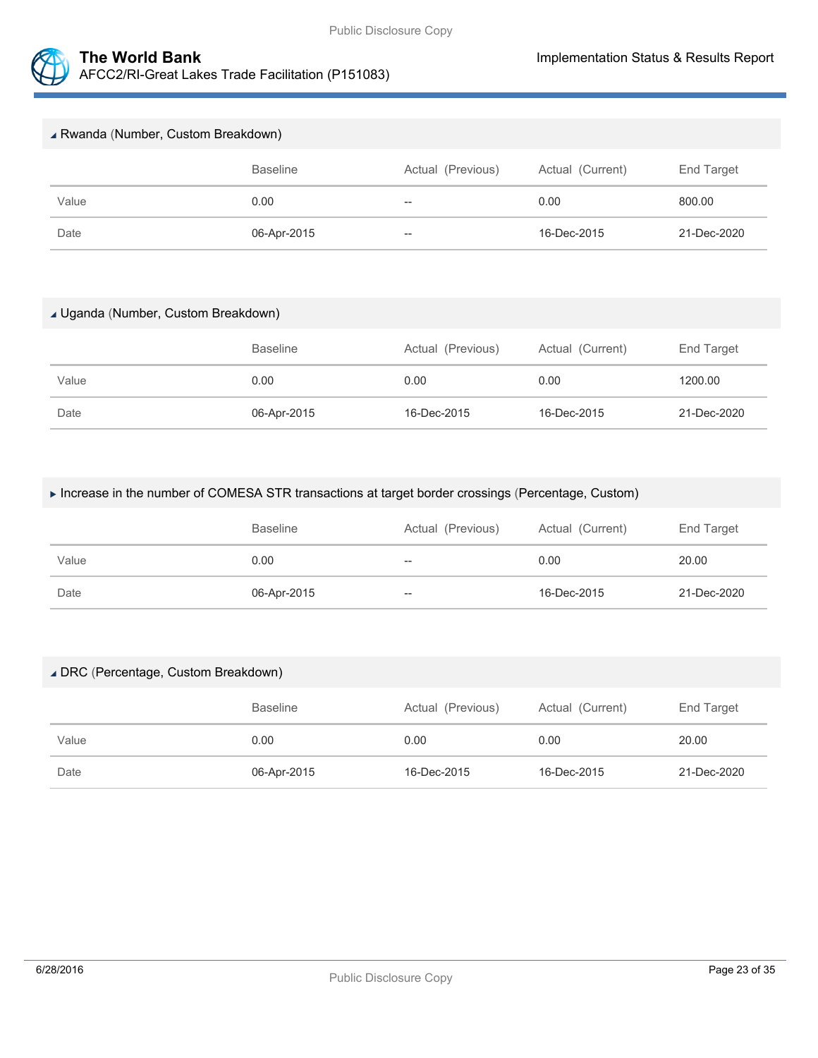### Rwanda (Number, Custom Breakdown)

| | Baseline | Actual (Previous) | Actual (Current) | End Target |
|---|---|---|---|---|
| Value | 0.00 | -- | 0.00 | 800.00 |
| Date | 06-Apr-2015 | -- | 16-Dec-2015 | 21-Dec-2020 |

### Uganda (Number, Custom Breakdown)

| | Baseline | Actual (Previous) | Actual (Current) | End Target |
|---|---|---|---|---|
| Value | 0.00 | 0.00 | 0.00 | 1200.00 |
| Date | 06-Apr-2015 | 16-Dec-2015 | 16-Dec-2015 | 21-Dec-2020 |

### Increase in the number of COMESA STR transactions at target border crossings (Percentage, Custom)

| | Baseline | Actual (Previous) | Actual (Current) | End Target |
|---|---|---|---|---|
| Value | 0.00 | -- | 0.00 | 20.00 |
| Date | 06-Apr-2015 | -- | 16-Dec-2015 | 21-Dec-2020 |

### DRC (Percentage, Custom Breakdown)

| | Baseline | Actual (Previous) | Actual (Current) | End Target |
|---|---|---|---|---|
| Value | 0.00 | 0.00 | 0.00 | 20.00 |
| Date | 06-Apr-2015 | 16-Dec-2015 | 16-Dec-2015 | 21-Dec-2020 |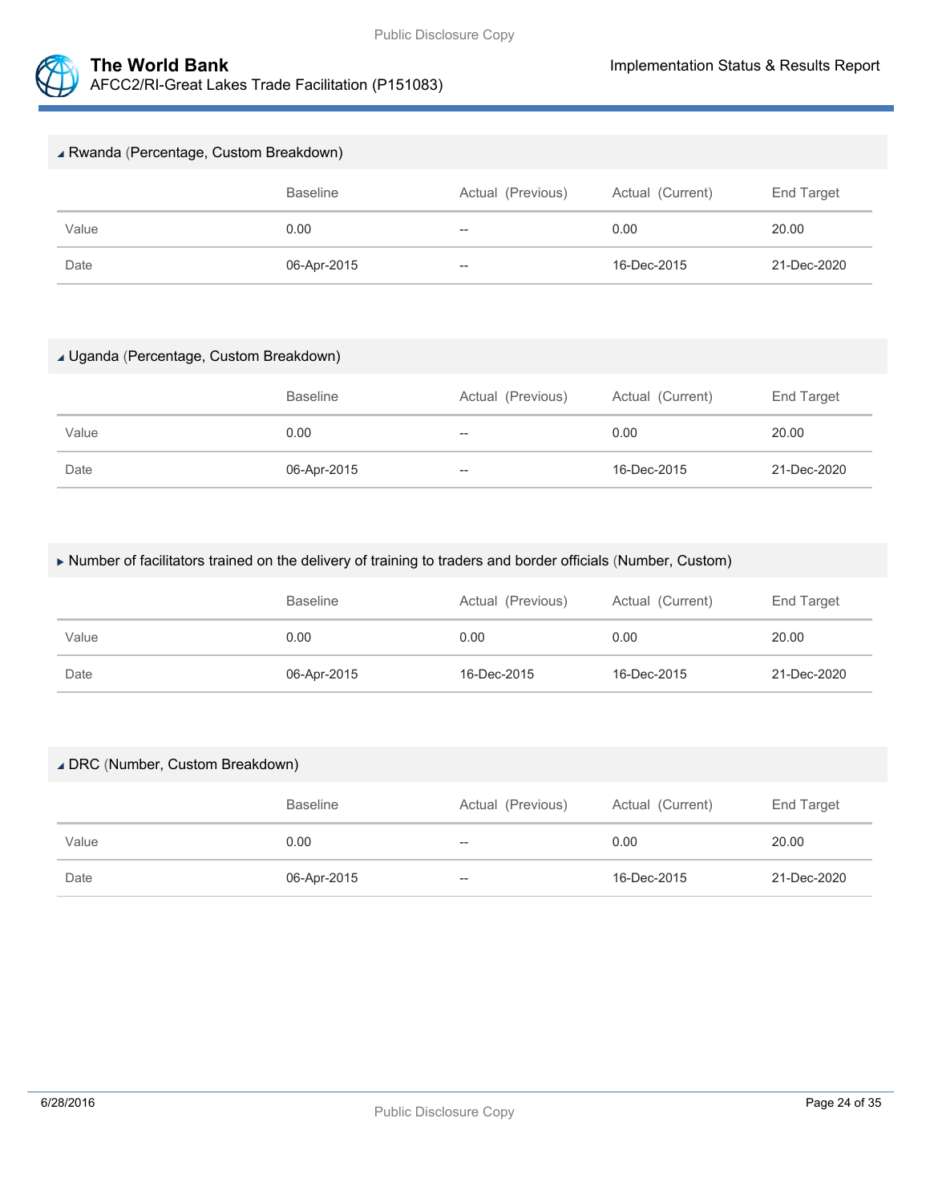### ◢ Rwanda (Percentage, Custom Breakdown)

| | Baseline | Actual (Previous) | Actual (Current) | End Target |
|---|---|---|---|---|
| Value | 0.00 | -- | 0.00 | 20.00 |
| Date | 06-Apr-2015 | -- | 16-Dec-2015 | 21-Dec-2020 |

### ◢ Uganda (Percentage, Custom Breakdown)

| | Baseline | Actual (Previous) | Actual (Current) | End Target |
|---|---|---|---|---|
| Value | 0.00 | -- | 0.00 | 20.00 |
| Date | 06-Apr-2015 | -- | 16-Dec-2015 | 21-Dec-2020 |

### ▸ Number of facilitators trained on the delivery of training to traders and border officials (Number, Custom)

| | Baseline | Actual (Previous) | Actual (Current) | End Target |
|---|---|---|---|---|
| Value | 0.00 | 0.00 | 0.00 | 20.00 |
| Date | 06-Apr-2015 | 16-Dec-2015 | 16-Dec-2015 | 21-Dec-2020 |

### ◢ DRC (Number, Custom Breakdown)

| | Baseline | Actual (Previous) | Actual (Current) | End Target |
|---|---|---|---|---|
| Value | 0.00 | -- | 0.00 | 20.00 |
| Date | 06-Apr-2015 | -- | 16-Dec-2015 | 21-Dec-2020 |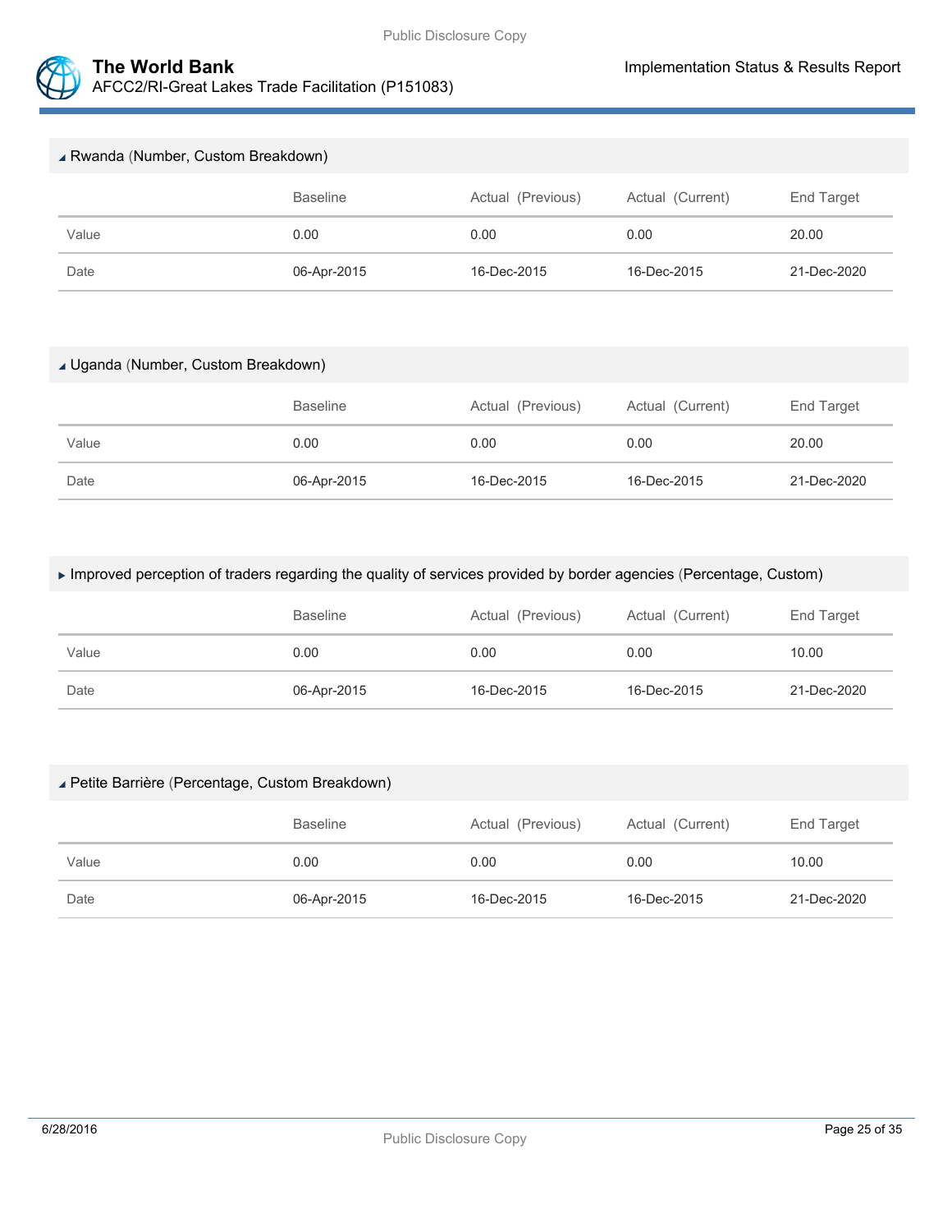### ◢ Rwanda (Number, Custom Breakdown)

| | Baseline | Actual (Previous) | Actual (Current) | End Target |
|---|---|---|---|---|
| Value | 0.00 | 0.00 | 0.00 | 20.00 |
| Date | 06-Apr-2015 | 16-Dec-2015 | 16-Dec-2015 | 21-Dec-2020 |

### ◢ Uganda (Number, Custom Breakdown)

| | Baseline | Actual (Previous) | Actual (Current) | End Target |
|---|---|---|---|---|
| Value | 0.00 | 0.00 | 0.00 | 20.00 |
| Date | 06-Apr-2015 | 16-Dec-2015 | 16-Dec-2015 | 21-Dec-2020 |

### ▸ Improved perception of traders regarding the quality of services provided by border agencies (Percentage, Custom)

| | Baseline | Actual (Previous) | Actual (Current) | End Target |
|---|---|---|---|---|
| Value | 0.00 | 0.00 | 0.00 | 10.00 |
| Date | 06-Apr-2015 | 16-Dec-2015 | 16-Dec-2015 | 21-Dec-2020 |

### ◢ Petite Barrière (Percentage, Custom Breakdown)

| | Baseline | Actual (Previous) | Actual (Current) | End Target |
|---|---|---|---|---|
| Value | 0.00 | 0.00 | 0.00 | 10.00 |
| Date | 06-Apr-2015 | 16-Dec-2015 | 16-Dec-2015 | 21-Dec-2020 |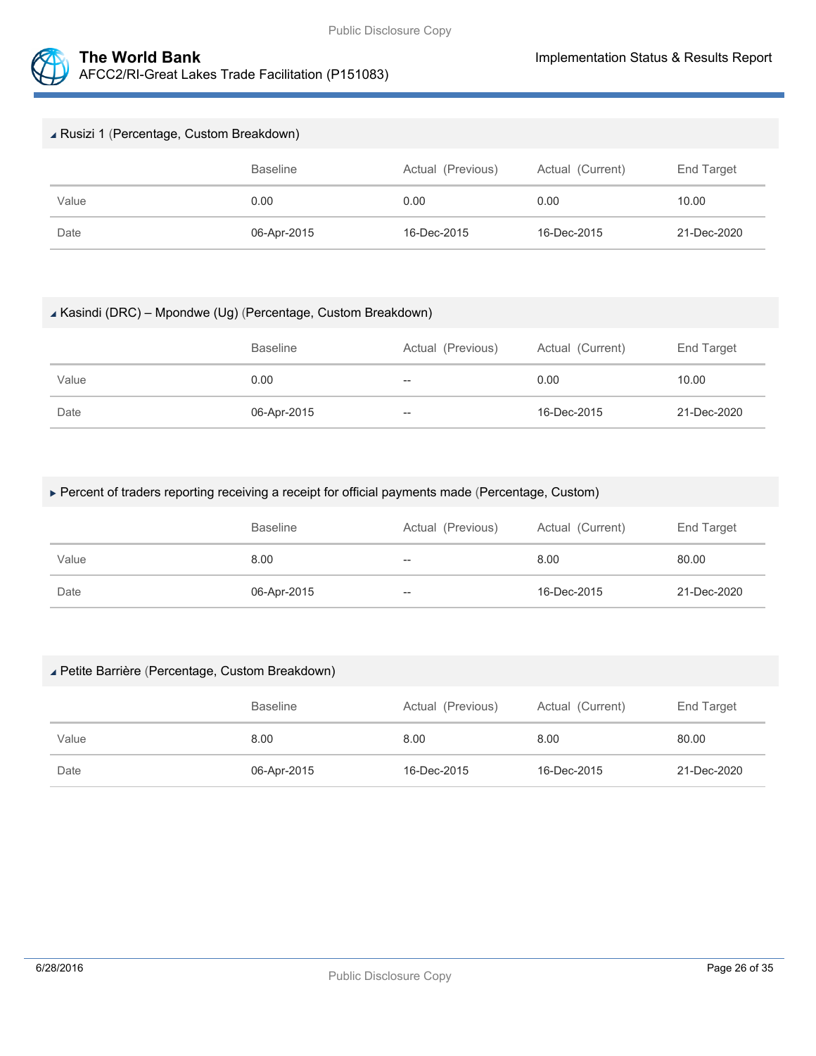### ◢ Rusizi 1 (Percentage, Custom Breakdown)

| | Baseline | Actual (Previous) | Actual (Current) | End Target |
|---|---|---|---|---|
| Value | 0.00 | 0.00 | 0.00 | 10.00 |
| Date | 06-Apr-2015 | 16-Dec-2015 | 16-Dec-2015 | 21-Dec-2020 |

### ◢ Kasindi (DRC) – Mpondwe (Ug) (Percentage, Custom Breakdown)

| | Baseline | Actual (Previous) | Actual (Current) | End Target |
|---|---|---|---|---|
| Value | 0.00 | -- | 0.00 | 10.00 |
| Date | 06-Apr-2015 | -- | 16-Dec-2015 | 21-Dec-2020 |

### ▸ Percent of traders reporting receiving a receipt for official payments made (Percentage, Custom)

| | Baseline | Actual (Previous) | Actual (Current) | End Target |
|---|---|---|---|---|
| Value | 8.00 | -- | 8.00 | 80.00 |
| Date | 06-Apr-2015 | -- | 16-Dec-2015 | 21-Dec-2020 |

### ◢ Petite Barrière (Percentage, Custom Breakdown)

| | Baseline | Actual (Previous) | Actual (Current) | End Target |
|---|---|---|---|---|
| Value | 8.00 | 8.00 | 8.00 | 80.00 |
| Date | 06-Apr-2015 | 16-Dec-2015 | 16-Dec-2015 | 21-Dec-2020 |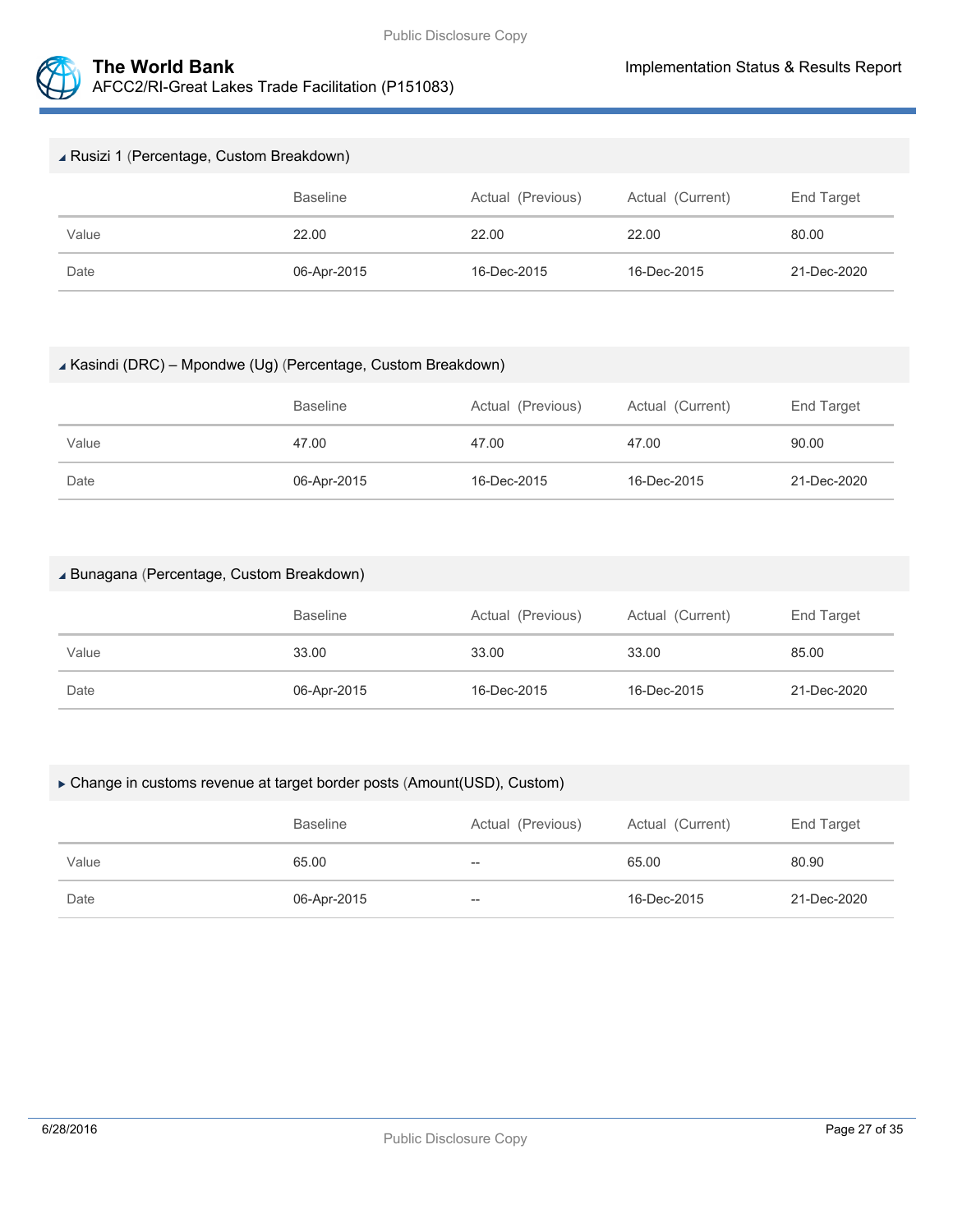### Rusizi 1 (Percentage, Custom Breakdown)

| | Baseline | Actual (Previous) | Actual (Current) | End Target |
|---|---|---|---|---|
| Value | 22.00 | 22.00 | 22.00 | 80.00 |
| Date | 06-Apr-2015 | 16-Dec-2015 | 16-Dec-2015 | 21-Dec-2020 |

### Kasindi (DRC) – Mpondwe (Ug) (Percentage, Custom Breakdown)

| | Baseline | Actual (Previous) | Actual (Current) | End Target |
|---|---|---|---|---|
| Value | 47.00 | 47.00 | 47.00 | 90.00 |
| Date | 06-Apr-2015 | 16-Dec-2015 | 16-Dec-2015 | 21-Dec-2020 |

### Bunagana (Percentage, Custom Breakdown)

| | Baseline | Actual (Previous) | Actual (Current) | End Target |
|---|---|---|---|---|
| Value | 33.00 | 33.00 | 33.00 | 85.00 |
| Date | 06-Apr-2015 | 16-Dec-2015 | 16-Dec-2015 | 21-Dec-2020 |

### Change in customs revenue at target border posts (Amount(USD), Custom)

| | Baseline | Actual (Previous) | Actual (Current) | End Target |
|---|---|---|---|---|
| Value | 65.00 | -- | 65.00 | 80.90 |
| Date | 06-Apr-2015 | -- | 16-Dec-2015 | 21-Dec-2020 |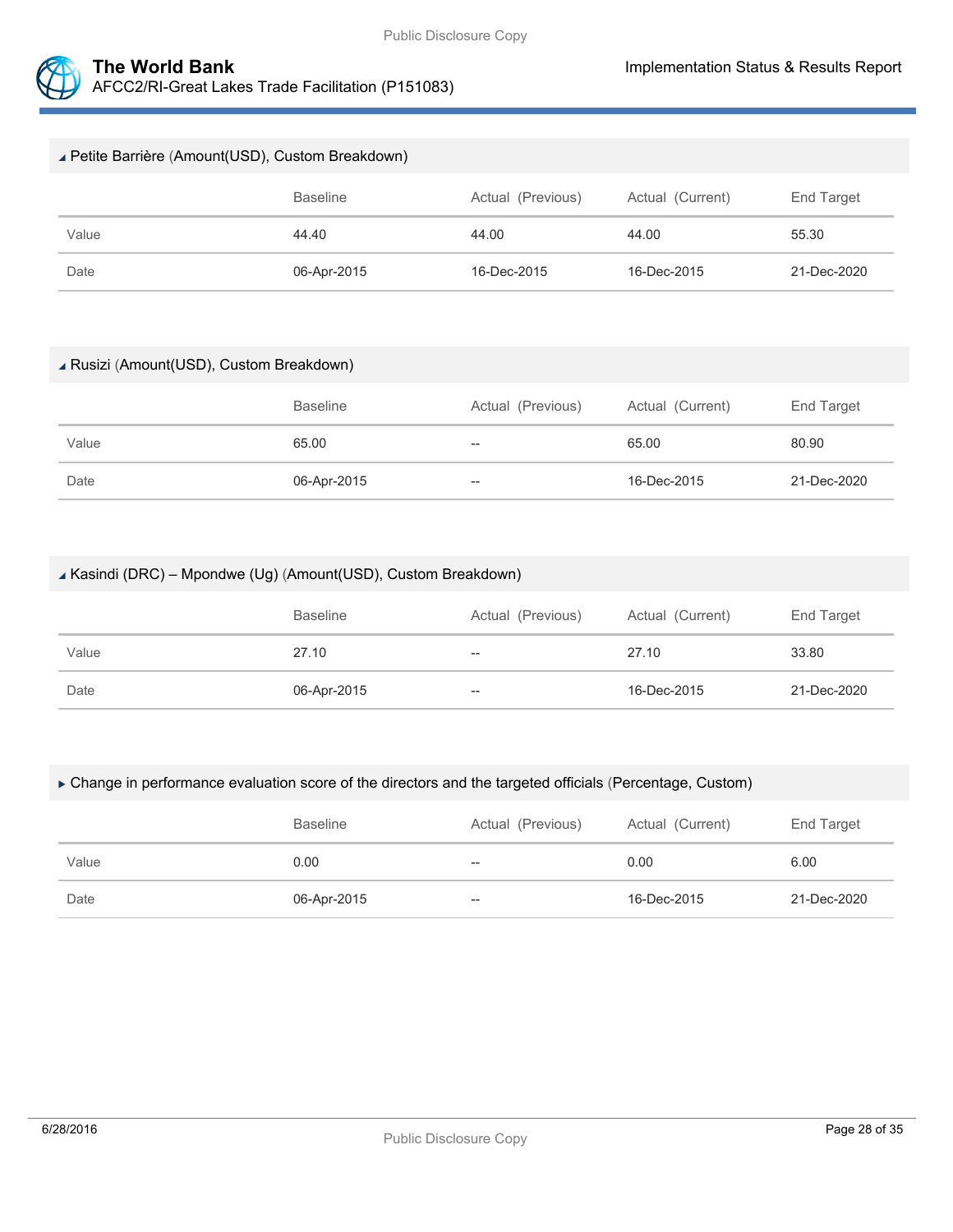◢ Petite Barrière (Amount(USD), Custom Breakdown)

| | Baseline | Actual (Previous) | Actual (Current) | End Target |
|---|---|---|---|---|
| Value | 44.40 | 44.00 | 44.00 | 55.30 |
| Date | 06-Apr-2015 | 16-Dec-2015 | 16-Dec-2015 | 21-Dec-2020 |

◢ Rusizi (Amount(USD), Custom Breakdown)

| | Baseline | Actual (Previous) | Actual (Current) | End Target |
|---|---|---|---|---|
| Value | 65.00 | -- | 65.00 | 80.90 |
| Date | 06-Apr-2015 | -- | 16-Dec-2015 | 21-Dec-2020 |

◢ Kasindi (DRC) – Mpondwe (Ug) (Amount(USD), Custom Breakdown)

| | Baseline | Actual (Previous) | Actual (Current) | End Target |
|---|---|---|---|---|
| Value | 27.10 | -- | 27.10 | 33.80 |
| Date | 06-Apr-2015 | -- | 16-Dec-2015 | 21-Dec-2020 |

▶ Change in performance evaluation score of the directors and the targeted officials (Percentage, Custom)

| | Baseline | Actual (Previous) | Actual (Current) | End Target |
|---|---|---|---|---|
| Value | 0.00 | -- | 0.00 | 6.00 |
| Date | 06-Apr-2015 | -- | 16-Dec-2015 | 21-Dec-2020 |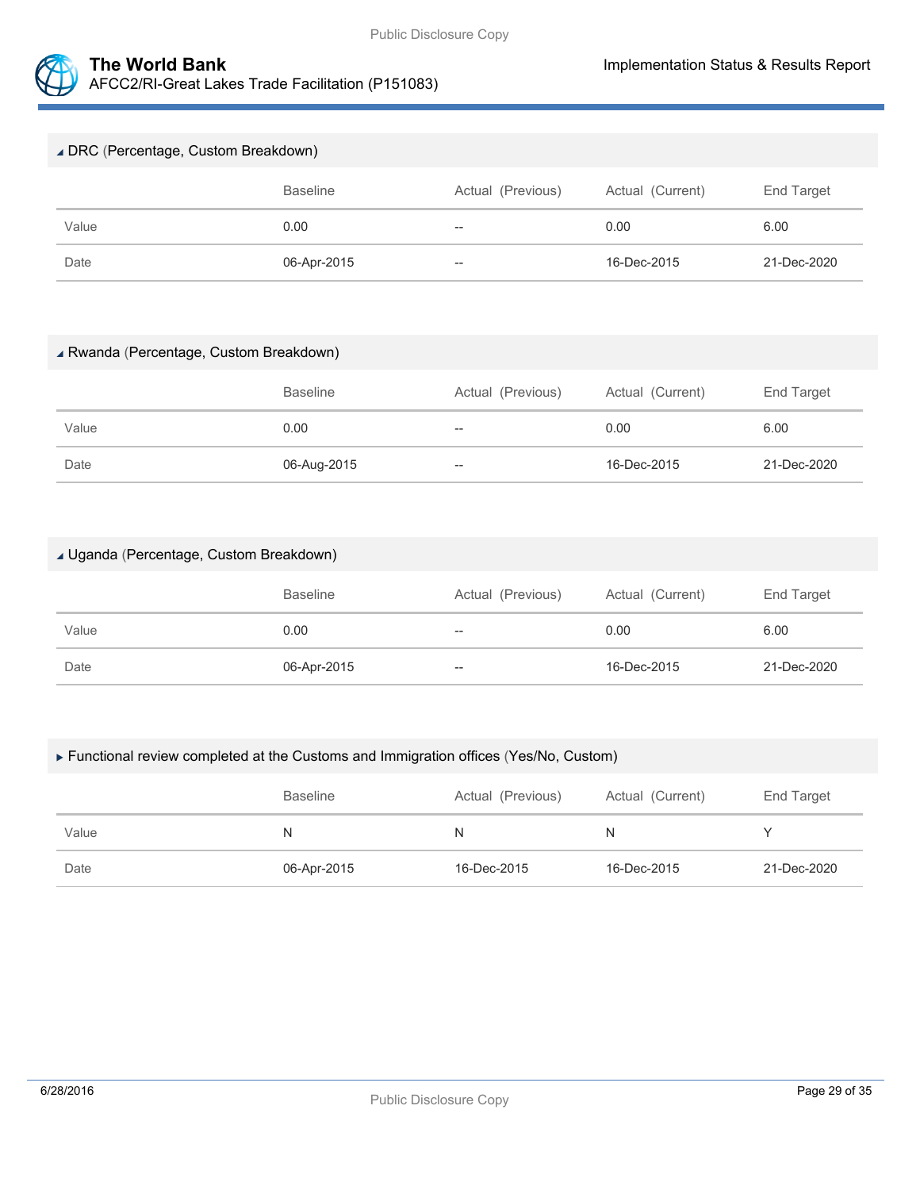### ◢ DRC (Percentage, Custom Breakdown)

| | Baseline | Actual (Previous) | Actual (Current) | End Target |
|---|---|---|---|---|
| Value | 0.00 | -- | 0.00 | 6.00 |
| Date | 06-Apr-2015 | -- | 16-Dec-2015 | 21-Dec-2020 |

### ◢ Rwanda (Percentage, Custom Breakdown)

| | Baseline | Actual (Previous) | Actual (Current) | End Target |
|---|---|---|---|---|
| Value | 0.00 | -- | 0.00 | 6.00 |
| Date | 06-Aug-2015 | -- | 16-Dec-2015 | 21-Dec-2020 |

### ◢ Uganda (Percentage, Custom Breakdown)

| | Baseline | Actual (Previous) | Actual (Current) | End Target |
|---|---|---|---|---|
| Value | 0.00 | -- | 0.00 | 6.00 |
| Date | 06-Apr-2015 | -- | 16-Dec-2015 | 21-Dec-2020 |

### ▸ Functional review completed at the Customs and Immigration offices (Yes/No, Custom)

| | Baseline | Actual (Previous) | Actual (Current) | End Target |
|---|---|---|---|---|
| Value | N | N | N | Y |
| Date | 06-Apr-2015 | 16-Dec-2015 | 16-Dec-2015 | 21-Dec-2020 |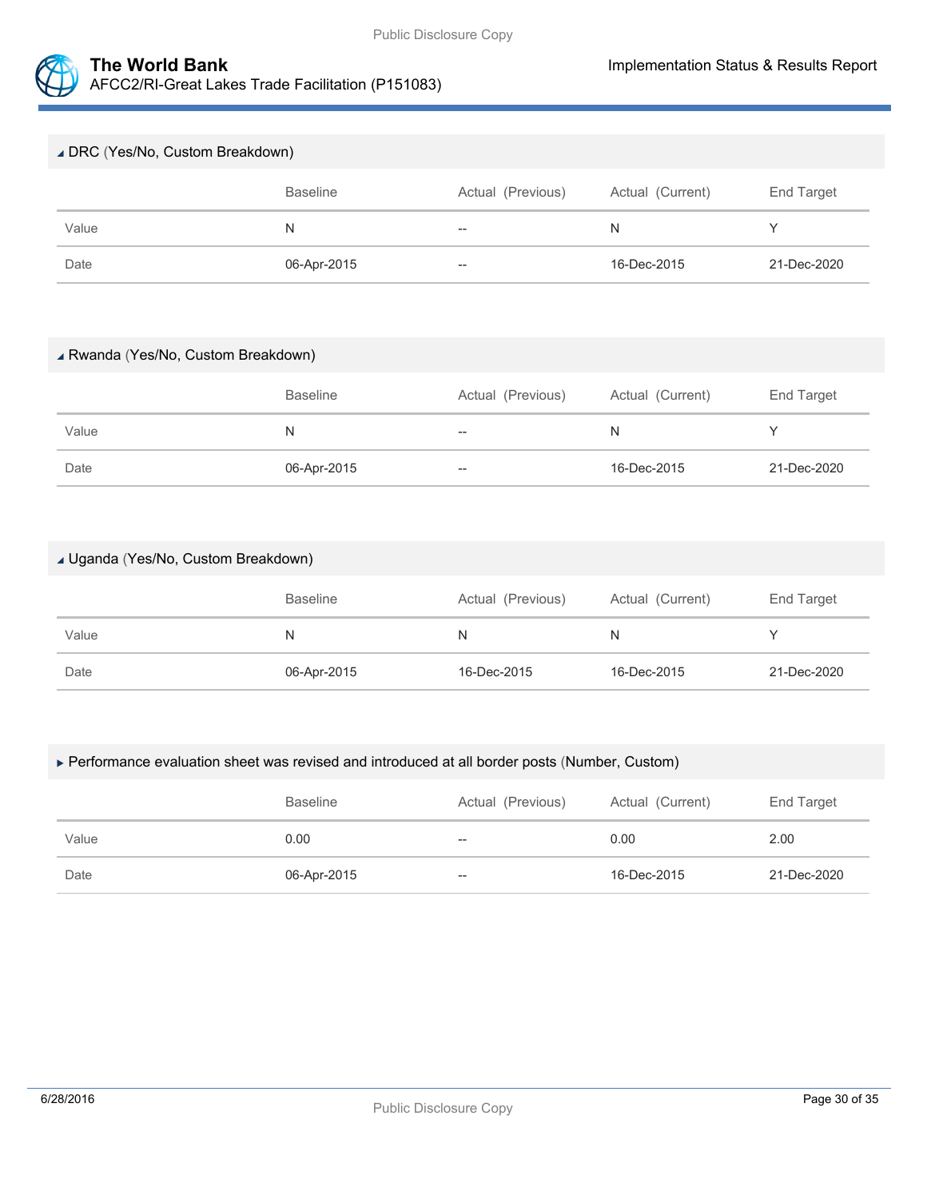### DRC (Yes/No, Custom Breakdown)

| | Baseline | Actual (Previous) | Actual (Current) | End Target |
|---|---|---|---|---|
| Value | N | -- | N | Y |
| Date | 06-Apr-2015 | -- | 16-Dec-2015 | 21-Dec-2020 |

### Rwanda (Yes/No, Custom Breakdown)

| | Baseline | Actual (Previous) | Actual (Current) | End Target |
|---|---|---|---|---|
| Value | N | -- | N | Y |
| Date | 06-Apr-2015 | -- | 16-Dec-2015 | 21-Dec-2020 |

### Uganda (Yes/No, Custom Breakdown)

| | Baseline | Actual (Previous) | Actual (Current) | End Target |
|---|---|---|---|---|
| Value | N | N | N | Y |
| Date | 06-Apr-2015 | 16-Dec-2015 | 16-Dec-2015 | 21-Dec-2020 |

### Performance evaluation sheet was revised and introduced at all border posts (Number, Custom)

| | Baseline | Actual (Previous) | Actual (Current) | End Target |
|---|---|---|---|---|
| Value | 0.00 | -- | 0.00 | 2.00 |
| Date | 06-Apr-2015 | -- | 16-Dec-2015 | 21-Dec-2020 |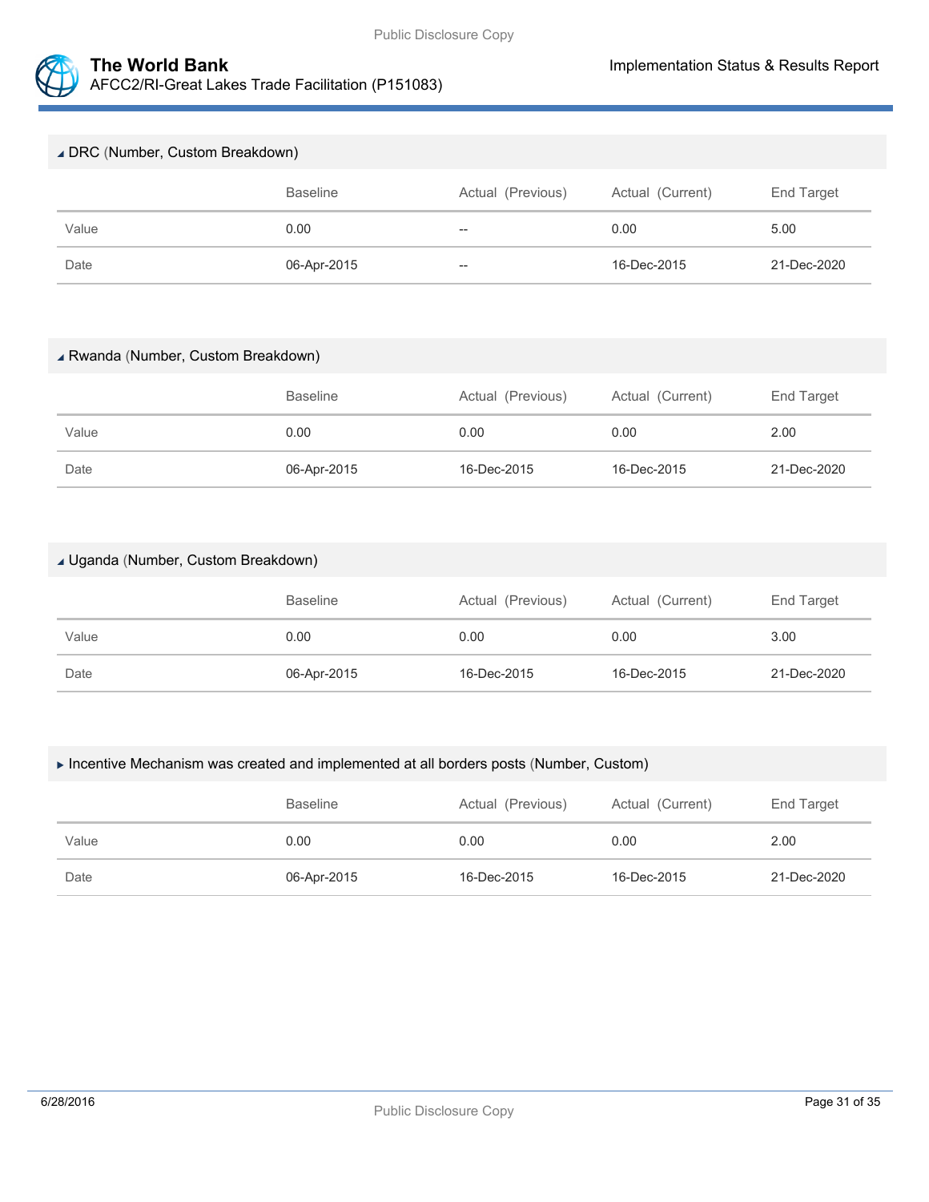### DRC (Number, Custom Breakdown)

| | Baseline | Actual (Previous) | Actual (Current) | End Target |
|---|---|---|---|---|
| Value | 0.00 | -- | 0.00 | 5.00 |
| Date | 06-Apr-2015 | -- | 16-Dec-2015 | 21-Dec-2020 |

### Rwanda (Number, Custom Breakdown)

| | Baseline | Actual (Previous) | Actual (Current) | End Target |
|---|---|---|---|---|
| Value | 0.00 | 0.00 | 0.00 | 2.00 |
| Date | 06-Apr-2015 | 16-Dec-2015 | 16-Dec-2015 | 21-Dec-2020 |

### Uganda (Number, Custom Breakdown)

| | Baseline | Actual (Previous) | Actual (Current) | End Target |
|---|---|---|---|---|
| Value | 0.00 | 0.00 | 0.00 | 3.00 |
| Date | 06-Apr-2015 | 16-Dec-2015 | 16-Dec-2015 | 21-Dec-2020 |

### Incentive Mechanism was created and implemented at all borders posts (Number, Custom)

| | Baseline | Actual (Previous) | Actual (Current) | End Target |
|---|---|---|---|---|
| Value | 0.00 | 0.00 | 0.00 | 2.00 |
| Date | 06-Apr-2015 | 16-Dec-2015 | 16-Dec-2015 | 21-Dec-2020 |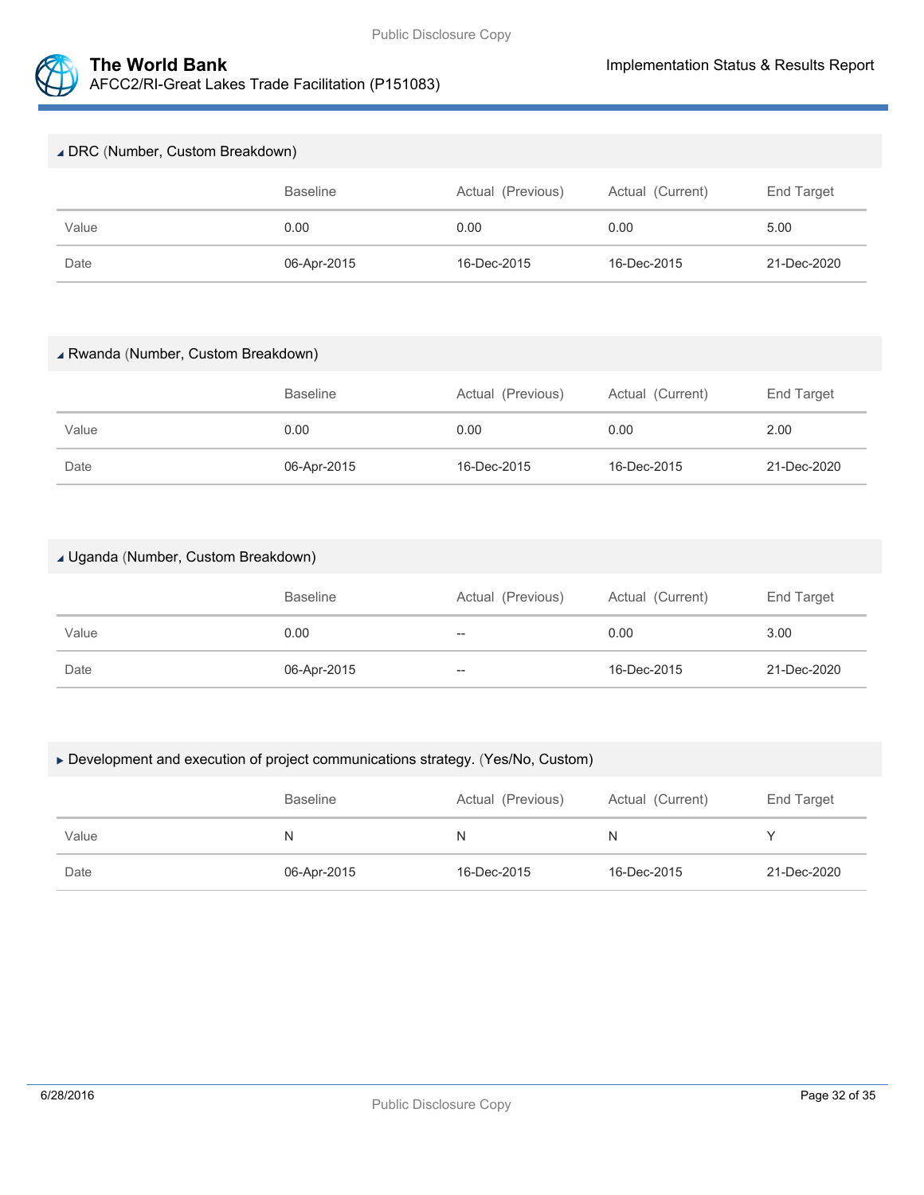### ◢ DRC (Number, Custom Breakdown)

| | Baseline | Actual (Previous) | Actual (Current) | End Target |
|---|---|---|---|---|
| Value | 0.00 | 0.00 | 0.00 | 5.00 |
| Date | 06-Apr-2015 | 16-Dec-2015 | 16-Dec-2015 | 21-Dec-2020 |

### ◢ Rwanda (Number, Custom Breakdown)

| | Baseline | Actual (Previous) | Actual (Current) | End Target |
|---|---|---|---|---|
| Value | 0.00 | 0.00 | 0.00 | 2.00 |
| Date | 06-Apr-2015 | 16-Dec-2015 | 16-Dec-2015 | 21-Dec-2020 |

### ◢ Uganda (Number, Custom Breakdown)

| | Baseline | Actual (Previous) | Actual (Current) | End Target |
|---|---|---|---|---|
| Value | 0.00 | -- | 0.00 | 3.00 |
| Date | 06-Apr-2015 | -- | 16-Dec-2015 | 21-Dec-2020 |

### ▸ Development and execution of project communications strategy. (Yes/No, Custom)

| | Baseline | Actual (Previous) | Actual (Current) | End Target |
|---|---|---|---|---|
| Value | N | N | N | Y |
| Date | 06-Apr-2015 | 16-Dec-2015 | 16-Dec-2015 | 21-Dec-2020 |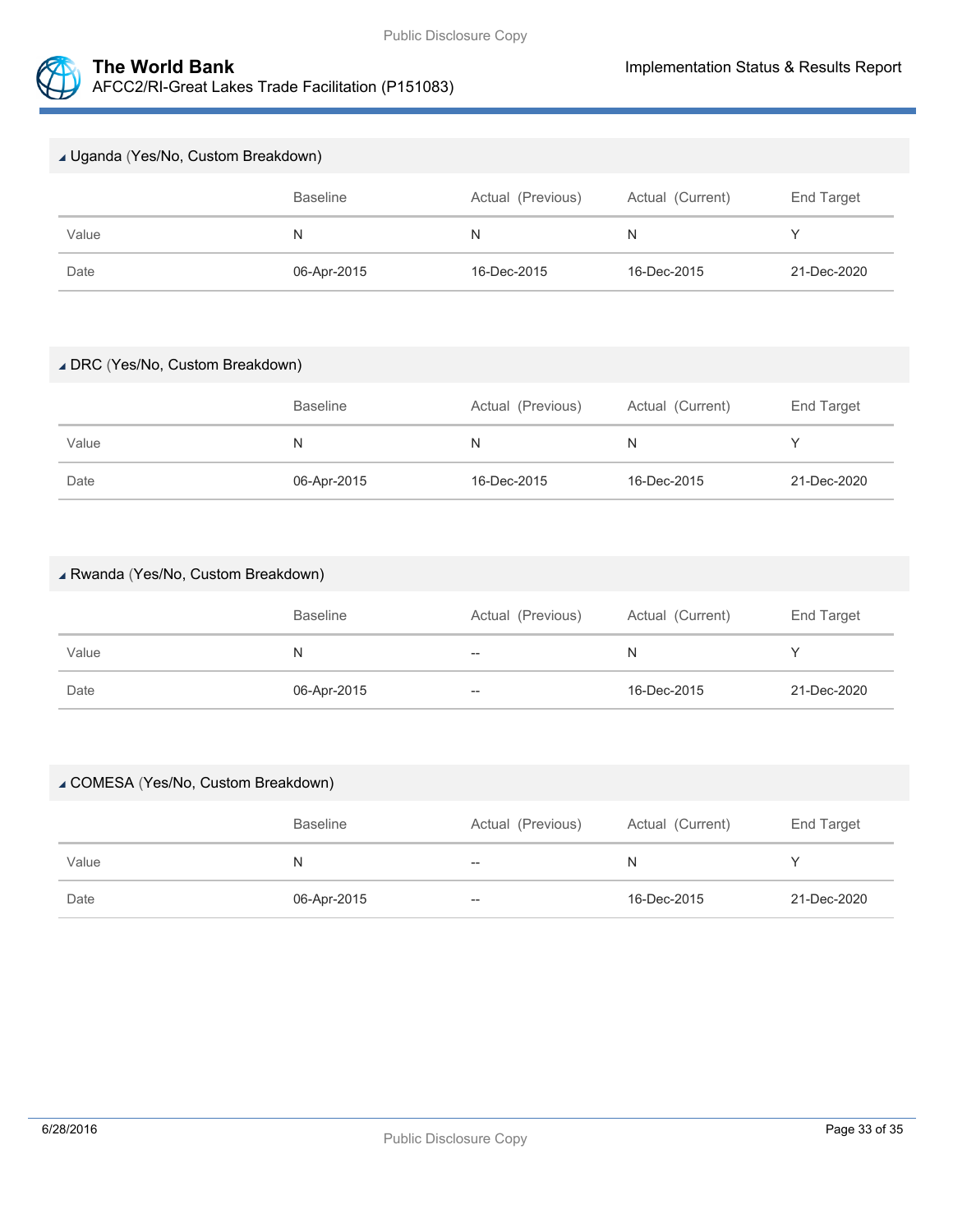### Uganda (Yes/No, Custom Breakdown)

| | Baseline | Actual (Previous) | Actual (Current) | End Target |
|---|---|---|---|---|
| Value | N | N | N | Y |
| Date | 06-Apr-2015 | 16-Dec-2015 | 16-Dec-2015 | 21-Dec-2020 |

### DRC (Yes/No, Custom Breakdown)

| | Baseline | Actual (Previous) | Actual (Current) | End Target |
|---|---|---|---|---|
| Value | N | N | N | Y |
| Date | 06-Apr-2015 | 16-Dec-2015 | 16-Dec-2015 | 21-Dec-2020 |

### Rwanda (Yes/No, Custom Breakdown)

| | Baseline | Actual (Previous) | Actual (Current) | End Target |
|---|---|---|---|---|
| Value | N | -- | N | Y |
| Date | 06-Apr-2015 | -- | 16-Dec-2015 | 21-Dec-2020 |

### COMESA (Yes/No, Custom Breakdown)

| | Baseline | Actual (Previous) | Actual (Current) | End Target |
|---|---|---|---|---|
| Value | N | -- | N | Y |
| Date | 06-Apr-2015 | -- | 16-Dec-2015 | 21-Dec-2020 |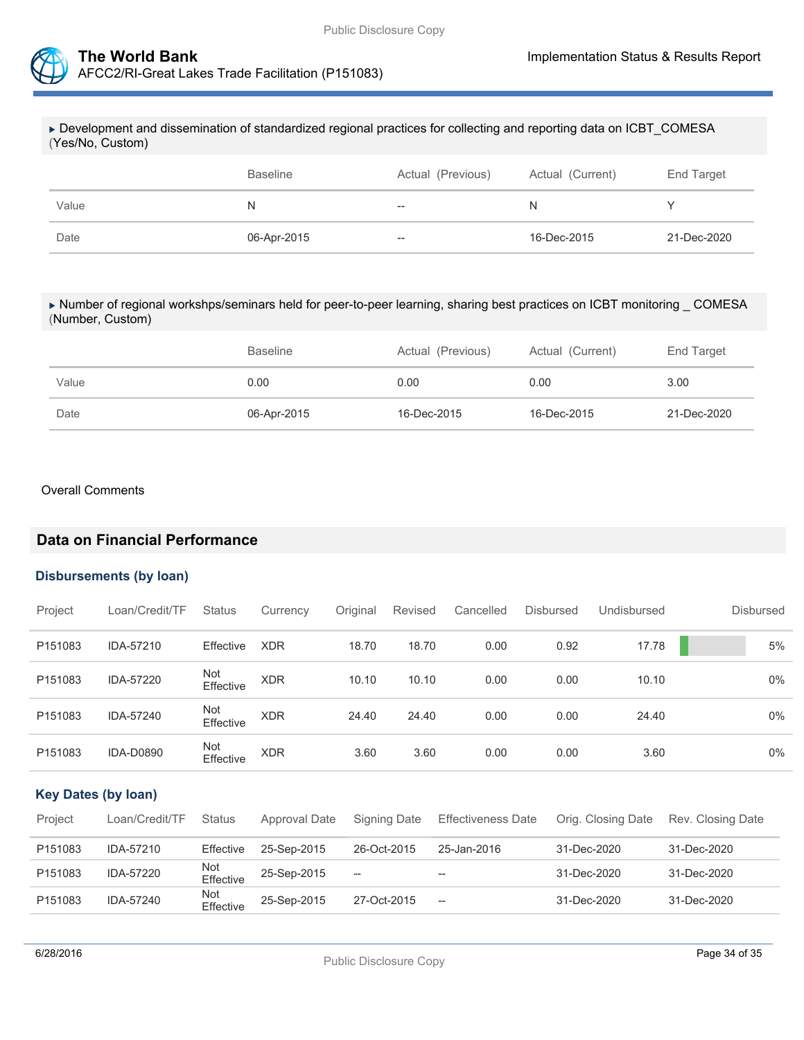▸ Development and dissemination of standardized regional practices for collecting and reporting data on ICBT_COMESA (Yes/No, Custom)

| | Baseline | Actual (Previous) | Actual (Current) | End Target |
|---|---|---|---|---|
| Value | N | -- | N | Y |
| Date | 06-Apr-2015 | -- | 16-Dec-2015 | 21-Dec-2020 |

▸ Number of regional workshps/seminars held for peer-to-peer learning, sharing best practices on ICBT monitoring _ COMESA (Number, Custom)

| | Baseline | Actual (Previous) | Actual (Current) | End Target |
|---|---|---|---|---|
| Value | 0.00 | 0.00 | 0.00 | 3.00 |
| Date | 06-Apr-2015 | 16-Dec-2015 | 16-Dec-2015 | 21-Dec-2020 |

Overall Comments

## Data on Financial Performance

### Disbursements (by loan)

| Project | Loan/Credit/TF | Status | Currency | Original | Revised | Cancelled | Disbursed | Undisbursed | Disbursed |
|---|---|---|---|---|---|---|---|---|---|
| P151083 | IDA-57210 | Effective | XDR | 18.70 | 18.70 | 0.00 | 0.92 | 17.78 | 5% |
| P151083 | IDA-57220 | Not Effective | XDR | 10.10 | 10.10 | 0.00 | 0.00 | 10.10 | 0% |
| P151083 | IDA-57240 | Not Effective | XDR | 24.40 | 24.40 | 0.00 | 0.00 | 24.40 | 0% |
| P151083 | IDA-D0890 | Not Effective | XDR | 3.60 | 3.60 | 0.00 | 0.00 | 3.60 | 0% |

### Key Dates (by loan)

| Project | Loan/Credit/TF | Status | Approval Date | Signing Date | Effectiveness Date | Orig. Closing Date | Rev. Closing Date |
|---|---|---|---|---|---|---|---|
| P151083 | IDA-57210 | Effective | 25-Sep-2015 | 26-Oct-2015 | 25-Jan-2016 | 31-Dec-2020 | 31-Dec-2020 |
| P151083 | IDA-57220 | Not Effective | 25-Sep-2015 | -- | -- | 31-Dec-2020 | 31-Dec-2020 |
| P151083 | IDA-57240 | Not Effective | 25-Sep-2015 | 27-Oct-2015 | -- | 31-Dec-2020 | 31-Dec-2020 |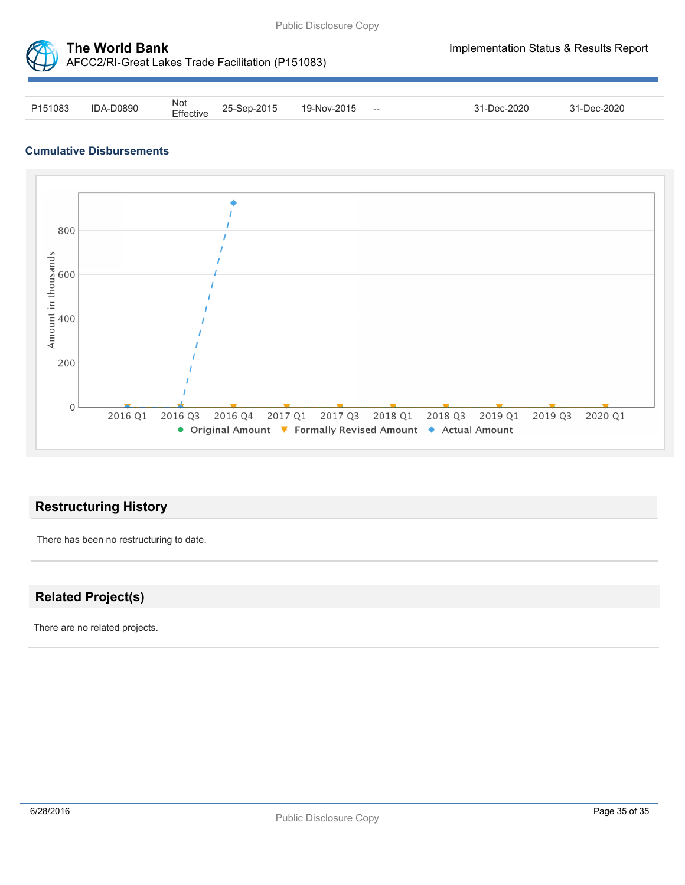| | | | | | | | |
|---|---|---|---|---|---|---|---|
| P151083 | IDA-D0890 | Not Effective | 25-Sep-2015 | 19-Nov-2015 | -- | 31-Dec-2020 | 31-Dec-2020 |

### Cumulative Disbursements

Amount in thousands

800
600
400
200
0

2016 Q1 2016 Q3 2016 Q4 2017 Q1 2017 Q3 2018 Q1 2018 Q3 2019 Q1 2019 Q3 2020 Q1

Original Amount Formally Revised Amount Actual Amount

## Restructuring History

There has been no restructuring to date.

## Related Project(s)

There are no related projects.